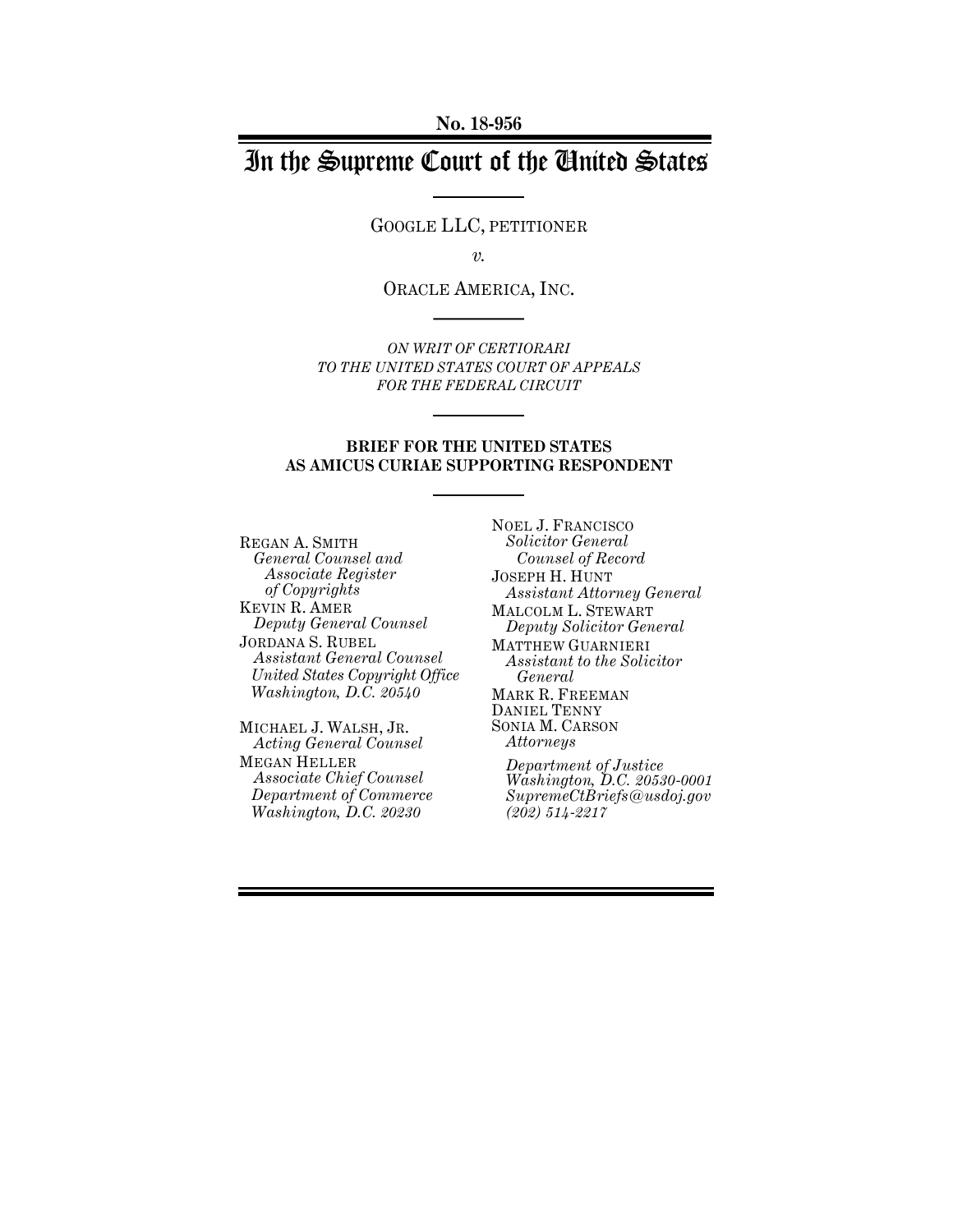No. 18-956

# In the Supreme Court of the United States

GOOGLE LLC, PETITIONER

*v.*

ORACLE AMERICA, INC.

*ON WRIT OF CERTIORARI*
*TO THE UNITED STATES COURT OF APPEALS*
*FOR THE FEDERAL CIRCUIT*

**BRIEF FOR THE UNITED STATES**
**AS AMICUS CURIAE SUPPORTING RESPONDENT**

REGAN A. SMITH
*General Counsel and Associate Register of Copyrights*
KEVIN R. AMER
*Deputy General Counsel*
JORDANA S. RUBEL
*Assistant General Counsel*
*United States Copyright Office*
*Washington, D.C. 20540*

MICHAEL J. WALSH, JR.
*Acting General Counsel*
MEGAN HELLER
*Associate Chief Counsel*
*Department of Commerce*
*Washington, D.C. 20230*

NOEL J. FRANCISCO
*Solicitor General*
*Counsel of Record*
JOSEPH H. HUNT
*Assistant Attorney General*
MALCOLM L. STEWART
*Deputy Solicitor General*
MATTHEW GUARNIERI
*Assistant to the Solicitor General*
MARK R. FREEMAN
DANIEL TENNY
SONIA M. CARSON
*Attorneys*

*Department of Justice*
*Washington, D.C. 20530-0001*
*SupremeCtBriefs@usdoj.gov*
*(202) 514-2217*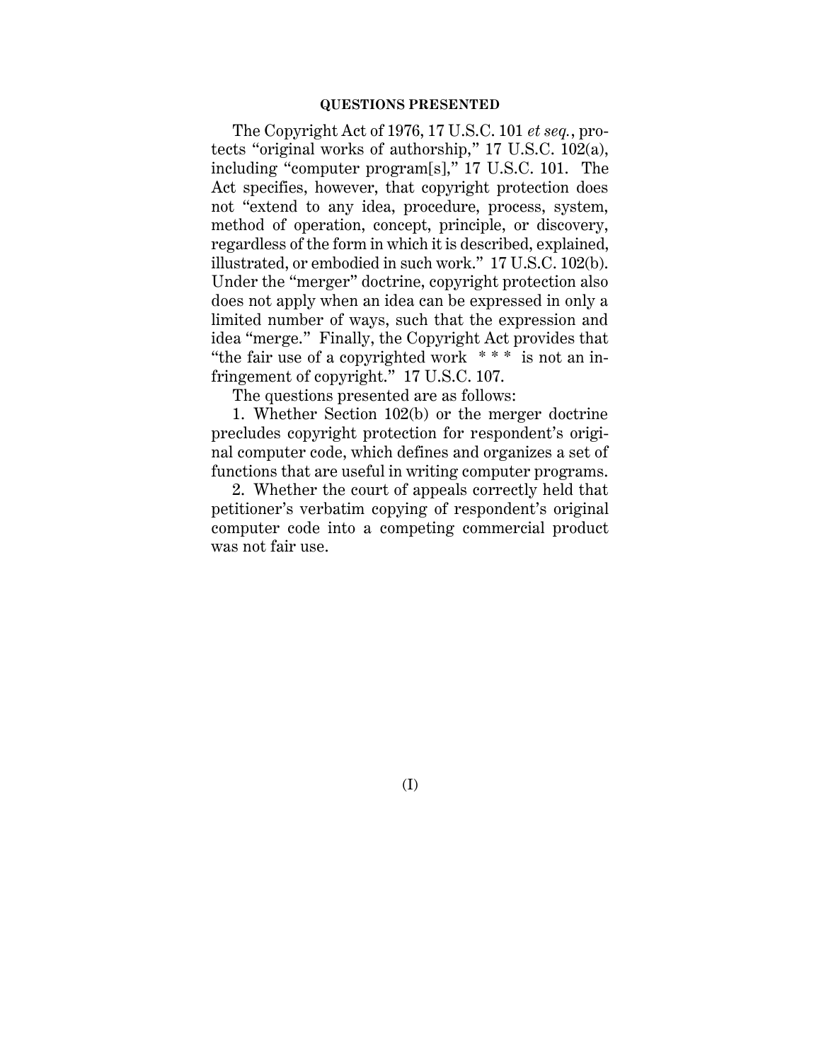## QUESTIONS PRESENTED

The Copyright Act of 1976, 17 U.S.C. 101 *et seq.*, protects "original works of authorship," 17 U.S.C. 102(a), including "computer program[s]," 17 U.S.C. 101. The Act specifies, however, that copyright protection does not "extend to any idea, procedure, process, system, method of operation, concept, principle, or discovery, regardless of the form in which it is described, explained, illustrated, or embodied in such work." 17 U.S.C. 102(b). Under the "merger" doctrine, copyright protection also does not apply when an idea can be expressed in only a limited number of ways, such that the expression and idea "merge." Finally, the Copyright Act provides that "the fair use of a copyrighted work * * * is not an infringement of copyright." 17 U.S.C. 107.

The questions presented are as follows:

1. Whether Section 102(b) or the merger doctrine precludes copyright protection for respondent's original computer code, which defines and organizes a set of functions that are useful in writing computer programs.

2. Whether the court of appeals correctly held that petitioner's verbatim copying of respondent's original computer code into a competing commercial product was not fair use.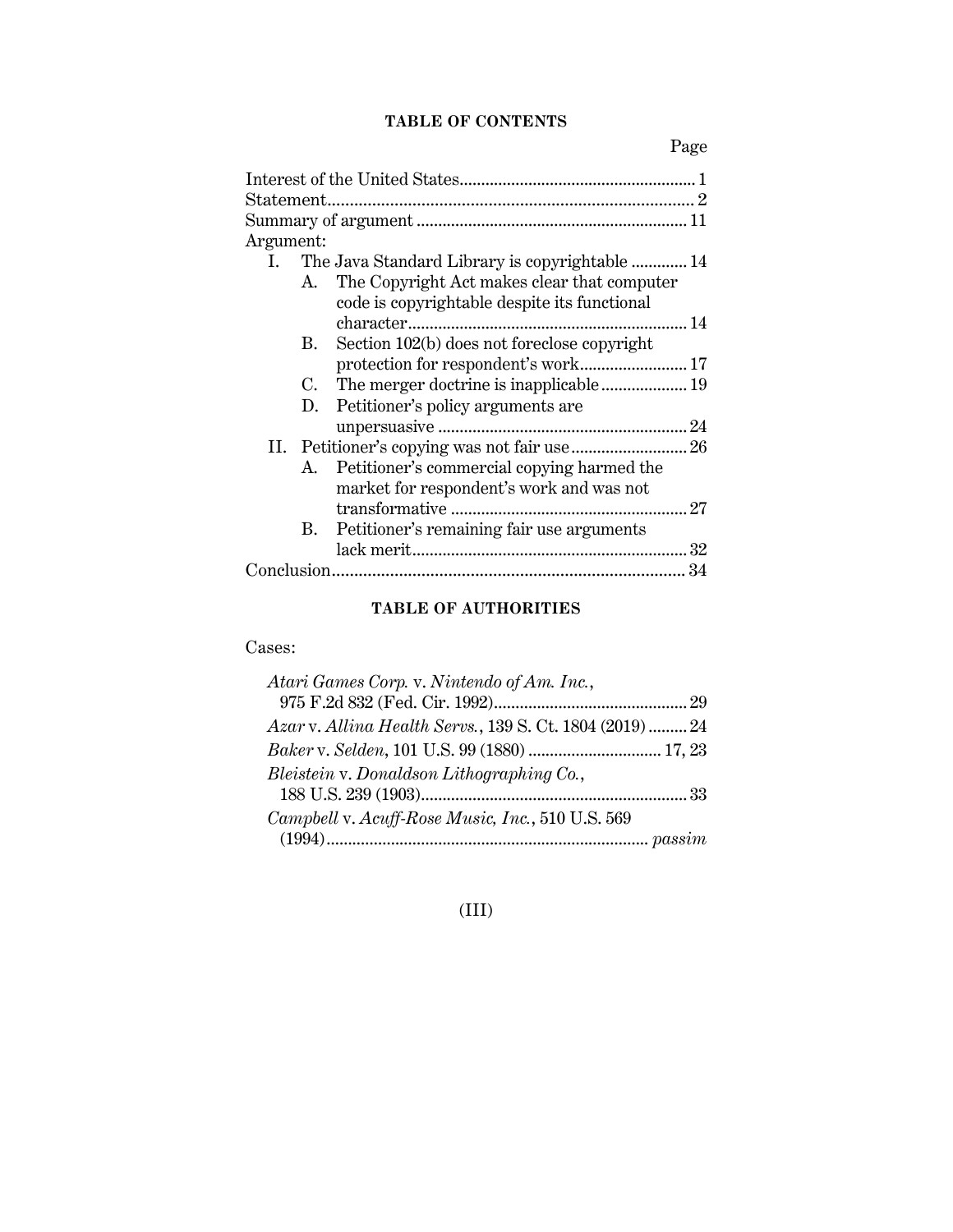## TABLE OF CONTENTS

| | Page |
|---|---|
| Interest of the United States | 1 |
| Statement | 2 |
| Summary of argument | 11 |
| Argument: | |
| I. The Java Standard Library is copyrightable | 14 |
| A. The Copyright Act makes clear that computer code is copyrightable despite its functional character | 14 |
| B. Section 102(b) does not foreclose copyright protection for respondent's work | 17 |
| C. The merger doctrine is inapplicable | 19 |
| D. Petitioner's policy arguments are unpersuasive | 24 |
| II. Petitioner's copying was not fair use | 26 |
| A. Petitioner's commercial copying harmed the market for respondent's work and was not transformative | 27 |
| B. Petitioner's remaining fair use arguments lack merit | 32 |
| Conclusion | 34 |

## TABLE OF AUTHORITIES

Cases:

| | |
|---|---|
| *Atari Games Corp.* v. *Nintendo of Am. Inc.*, 975 F.2d 832 (Fed. Cir. 1992) | 29 |
| *Azar* v. *Allina Health Servs.*, 139 S. Ct. 1804 (2019) | 24 |
| *Baker* v. *Selden*, 101 U.S. 99 (1880) | 17, 23 |
| *Bleistein* v. *Donaldson Lithographing Co.*, 188 U.S. 239 (1903) | 33 |
| *Campbell* v. *Acuff-Rose Music, Inc.*, 510 U.S. 569 (1994) | *passim* |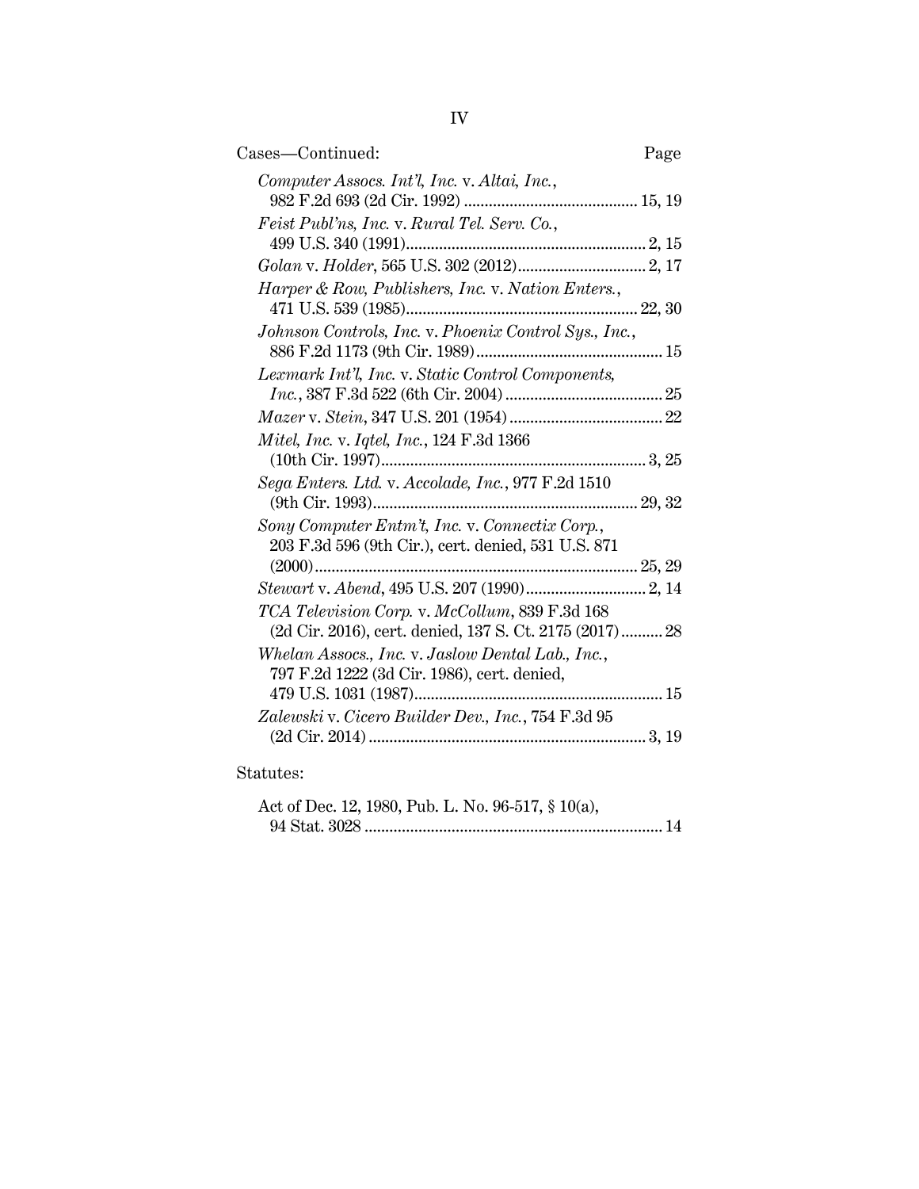Cases—Continued: Page

*Computer Assocs. Int'l, Inc.* v. *Altai, Inc.*, 982 F.2d 693 (2d Cir. 1992) .......................................... 15, 19

*Feist Publ'ns, Inc.* v. *Rural Tel. Serv. Co.*, 499 U.S. 340 (1991)......................................................... 2, 15

*Golan* v. *Holder*, 565 U.S. 302 (2012)............................... 2, 17

*Harper & Row, Publishers, Inc.* v. *Nation Enters.*, 471 U.S. 539 (1985)........................................................ 22, 30

*Johnson Controls, Inc.* v. *Phoenix Control Sys., Inc.*, 886 F.2d 1173 (9th Cir. 1989)............................................ 15

*Lexmark Int'l, Inc.* v. *Static Control Components, Inc.*, 387 F.3d 522 (6th Cir. 2004) ...................................... 25

*Mazer* v. *Stein*, 347 U.S. 201 (1954) ..................................... 22

*Mitel, Inc.* v. *Iqtel, Inc.*, 124 F.3d 1366 (10th Cir. 1997)................................................................ 3, 25

*Sega Enters. Ltd.* v. *Accolade, Inc.*, 977 F.2d 1510 (9th Cir. 1993)................................................................ 29, 32

*Sony Computer Entm't, Inc.* v. *Connectix Corp.*, 203 F.3d 596 (9th Cir.), cert. denied, 531 U.S. 871 (2000)............................................................................. 25, 29

*Stewart* v. *Abend*, 495 U.S. 207 (1990)............................. 2, 14

*TCA Television Corp.* v. *McCollum*, 839 F.3d 168 (2d Cir. 2016), cert. denied, 137 S. Ct. 2175 (2017).......... 28

*Whelan Assocs., Inc.* v. *Jaslow Dental Lab., Inc.*, 797 F.2d 1222 (3d Cir. 1986), cert. denied, 479 U.S. 1031 (1987)............................................................ 15

*Zalewski* v. *Cicero Builder Dev., Inc.*, 754 F.3d 95 (2d Cir. 2014) .................................................................. 3, 19

Statutes:

Act of Dec. 12, 1980, Pub. L. No. 96-517, § 10(a), 94 Stat. 3028 ....................................................................... 14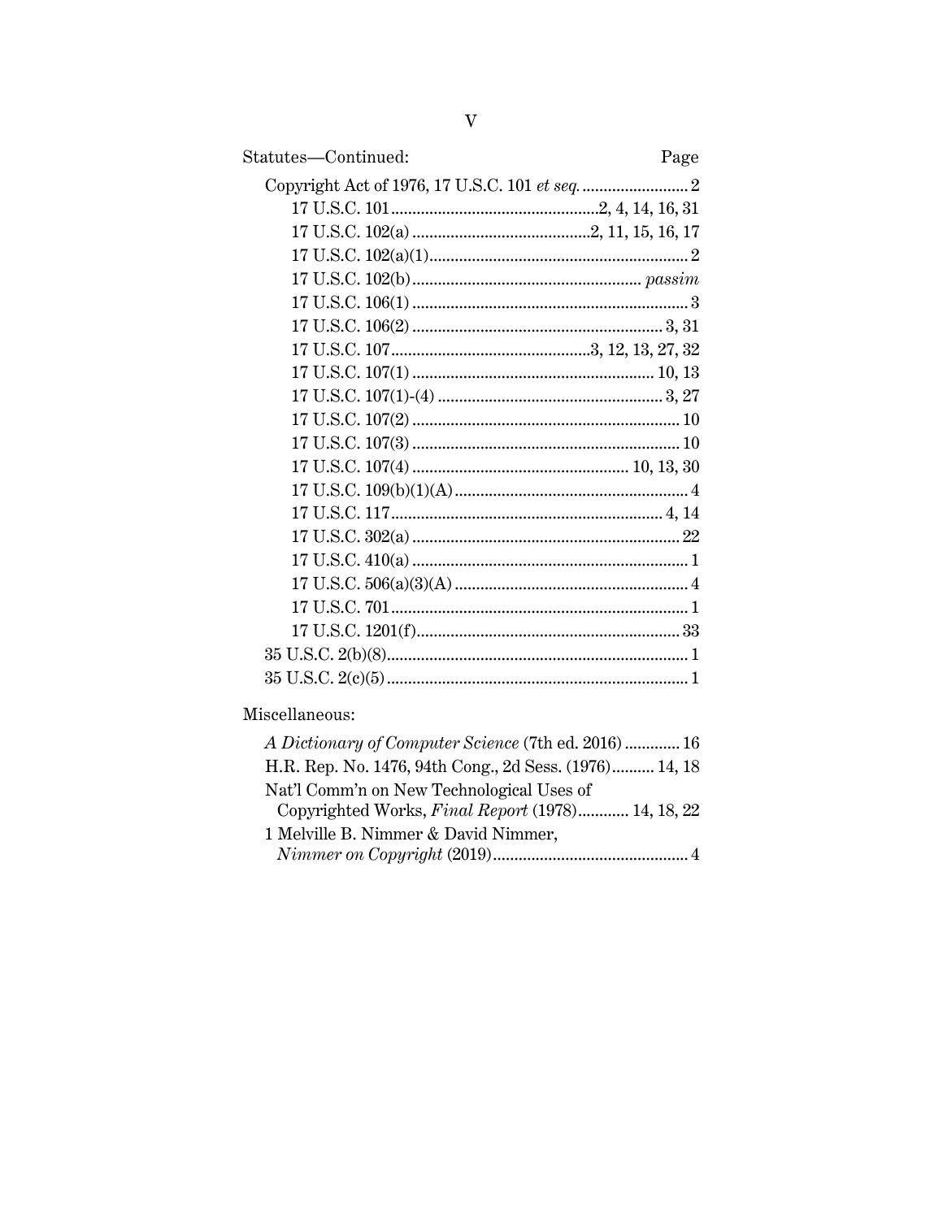Statutes—Continued: Page

Copyright Act of 1976, 17 U.S.C. 101 *et seq.* ........................ 2

17 U.S.C. 101 ............................................... 2, 4, 14, 16, 31

17 U.S.C. 102(a) ......................................... 2, 11, 15, 16, 17

17 U.S.C. 102(a)(1) ........................................................... 2

17 U.S.C. 102(b) ..................................................... *passim*

17 U.S.C. 106(1) ................................................................ 3

17 U.S.C. 106(2) .......................................................... 3, 31

17 U.S.C. 107 .............................................. 3, 12, 13, 27, 32

17 U.S.C. 107(1) ........................................................ 10, 13

17 U.S.C. 107(1)-(4) ................................................... 3, 27

17 U.S.C. 107(2) .............................................................. 10

17 U.S.C. 107(3) .............................................................. 10

17 U.S.C. 107(4) .................................................. 10, 13, 30

17 U.S.C. 109(b)(1)(A) ...................................................... 4

17 U.S.C. 117 ............................................................... 4, 14

17 U.S.C. 302(a) .............................................................. 22

17 U.S.C. 410(a) ................................................................ 1

17 U.S.C. 506(a)(3)(A) ...................................................... 4

17 U.S.C. 701 ..................................................................... 1

17 U.S.C. 1201(f) ............................................................. 33

35 U.S.C. 2(b)(8) ...................................................................... 1

35 U.S.C. 2(c)(5) ...................................................................... 1

Miscellaneous:

*A Dictionary of Computer Science* (7th ed. 2016) ............. 16

H.R. Rep. No. 1476, 94th Cong., 2d Sess. (1976) .......... 14, 18

Nat'l Comm'n on New Technological Uses of Copyrighted Works, *Final Report* (1978) ............ 14, 18, 22

1 Melville B. Nimmer & David Nimmer, *Nimmer on Copyright* (2019) ............................................. 4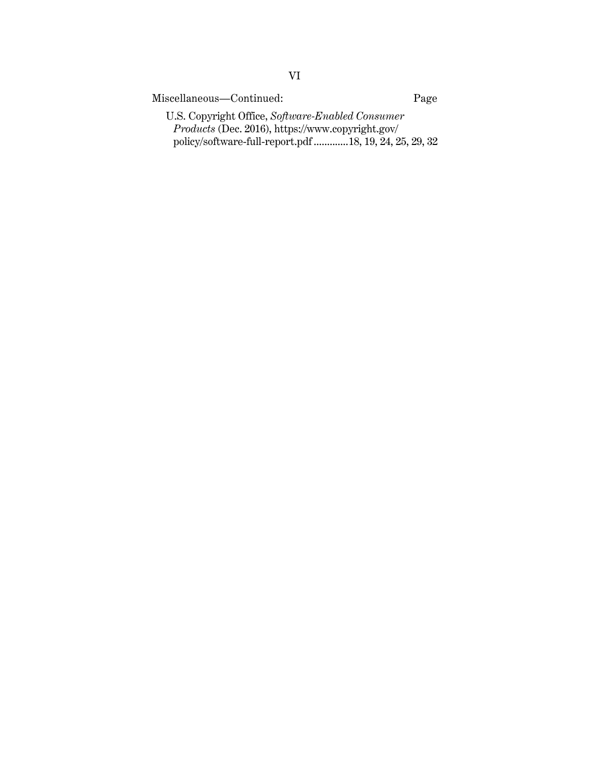Miscellaneous—Continued: Page

U.S. Copyright Office, *Software-Enabled Consumer Products* (Dec. 2016), https://www.copyright.gov/policy/software-full-report.pdf ............18, 19, 24, 25, 29, 32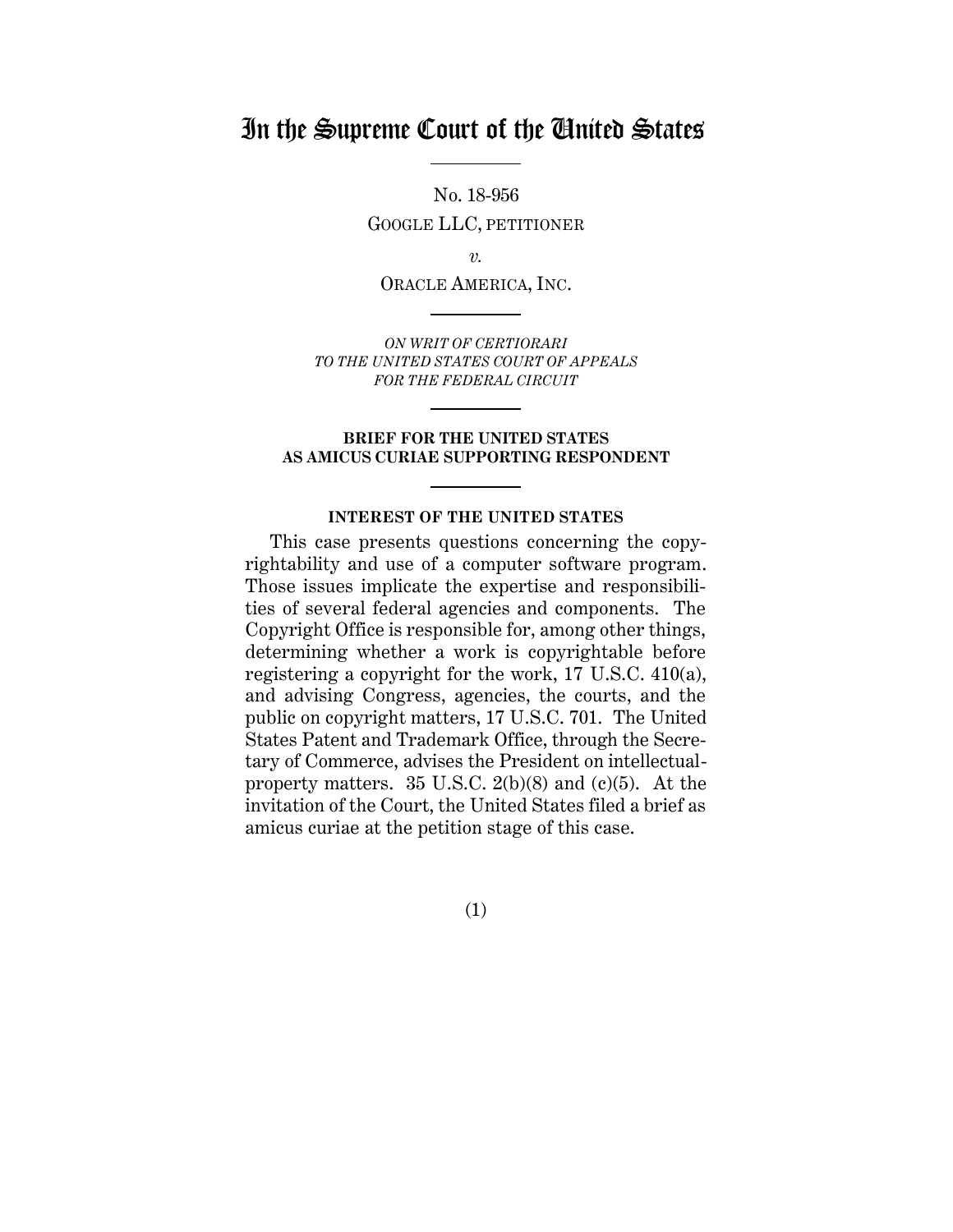# In the Supreme Court of the United States

No. 18-956

GOOGLE LLC, PETITIONER

*v.*

ORACLE AMERICA, INC.

*ON WRIT OF CERTIORARI TO THE UNITED STATES COURT OF APPEALS FOR THE FEDERAL CIRCUIT*

**BRIEF FOR THE UNITED STATES AS AMICUS CURIAE SUPPORTING RESPONDENT**

## INTEREST OF THE UNITED STATES

This case presents questions concerning the copyrightability and use of a computer software program. Those issues implicate the expertise and responsibilities of several federal agencies and components. The Copyright Office is responsible for, among other things, determining whether a work is copyrightable before registering a copyright for the work, 17 U.S.C. 410(a), and advising Congress, agencies, the courts, and the public on copyright matters, 17 U.S.C. 701. The United States Patent and Trademark Office, through the Secretary of Commerce, advises the President on intellectual-property matters. 35 U.S.C. 2(b)(8) and (c)(5). At the invitation of the Court, the United States filed a brief as amicus curiae at the petition stage of this case.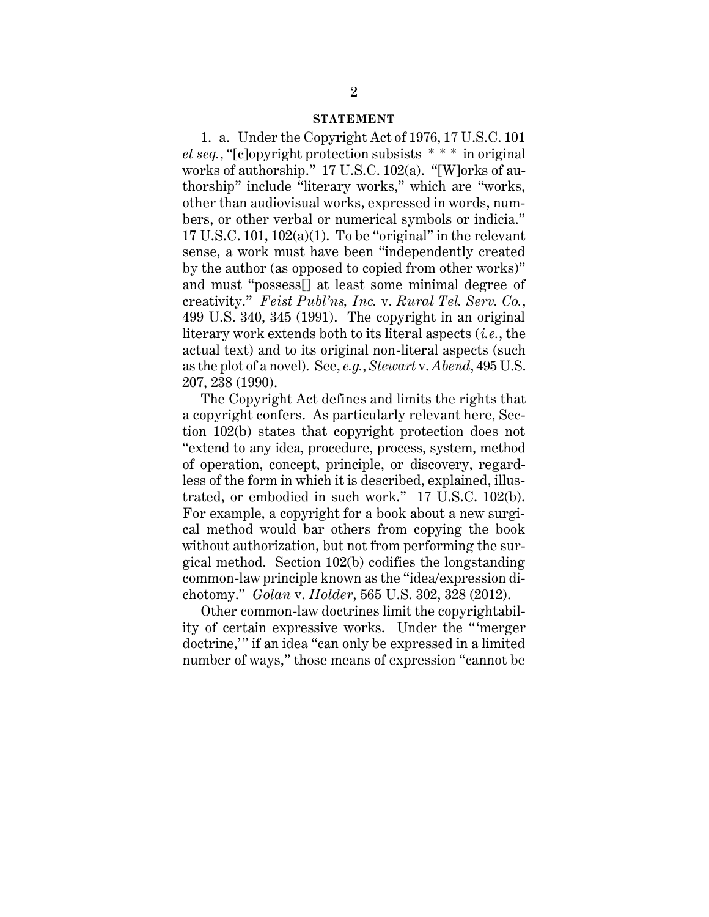## STATEMENT

1. a. Under the Copyright Act of 1976, 17 U.S.C. 101 *et seq.*, "[c]opyright protection subsists * * * in original works of authorship." 17 U.S.C. 102(a). "[W]orks of authorship" include "literary works," which are "works, other than audiovisual works, expressed in words, numbers, or other verbal or numerical symbols or indicia." 17 U.S.C. 101, 102(a)(1). To be "original" in the relevant sense, a work must have been "independently created by the author (as opposed to copied from other works)" and must "possess[] at least some minimal degree of creativity." *Feist Publ'ns, Inc.* v. *Rural Tel. Serv. Co.*, 499 U.S. 340, 345 (1991). The copyright in an original literary work extends both to its literal aspects (*i.e.*, the actual text) and to its original non-literal aspects (such as the plot of a novel). See, *e.g.*, *Stewart* v. *Abend*, 495 U.S. 207, 238 (1990).

The Copyright Act defines and limits the rights that a copyright confers. As particularly relevant here, Section 102(b) states that copyright protection does not "extend to any idea, procedure, process, system, method of operation, concept, principle, or discovery, regardless of the form in which it is described, explained, illustrated, or embodied in such work." 17 U.S.C. 102(b). For example, a copyright for a book about a new surgical method would bar others from copying the book without authorization, but not from performing the surgical method. Section 102(b) codifies the longstanding common-law principle known as the "idea/expression dichotomy." *Golan* v. *Holder*, 565 U.S. 302, 328 (2012).

Other common-law doctrines limit the copyrightability of certain expressive works. Under the "'merger doctrine,'" if an idea "can only be expressed in a limited number of ways," those means of expression "cannot be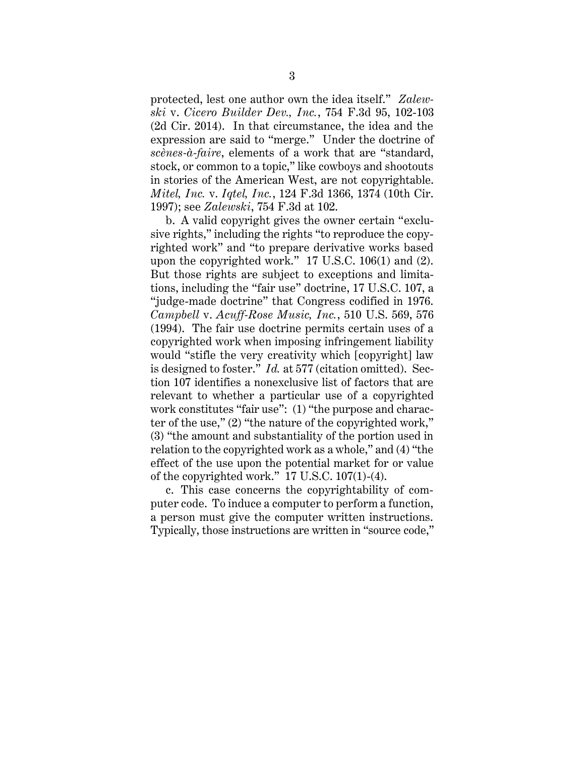protected, lest one author own the idea itself." *Zalewski* v. *Cicero Builder Dev., Inc.*, 754 F.3d 95, 102-103 (2d Cir. 2014). In that circumstance, the idea and the expression are said to "merge." Under the doctrine of *scènes-à-faire*, elements of a work that are "standard, stock, or common to a topic," like cowboys and shootouts in stories of the American West, are not copyrightable. *Mitel, Inc.* v. *Iqtel, Inc.*, 124 F.3d 1366, 1374 (10th Cir. 1997); see *Zalewski*, 754 F.3d at 102.

b. A valid copyright gives the owner certain "exclusive rights," including the rights "to reproduce the copyrighted work" and "to prepare derivative works based upon the copyrighted work." 17 U.S.C. 106(1) and (2). But those rights are subject to exceptions and limitations, including the "fair use" doctrine, 17 U.S.C. 107, a "judge-made doctrine" that Congress codified in 1976. *Campbell* v. *Acuff-Rose Music, Inc.*, 510 U.S. 569, 576 (1994). The fair use doctrine permits certain uses of a copyrighted work when imposing infringement liability would "stifle the very creativity which [copyright] law is designed to foster." *Id.* at 577 (citation omitted). Section 107 identifies a nonexclusive list of factors that are relevant to whether a particular use of a copyrighted work constitutes "fair use": (1) "the purpose and character of the use," (2) "the nature of the copyrighted work," (3) "the amount and substantiality of the portion used in relation to the copyrighted work as a whole," and (4) "the effect of the use upon the potential market for or value of the copyrighted work." 17 U.S.C. 107(1)-(4).

c. This case concerns the copyrightability of computer code. To induce a computer to perform a function, a person must give the computer written instructions. Typically, those instructions are written in "source code,"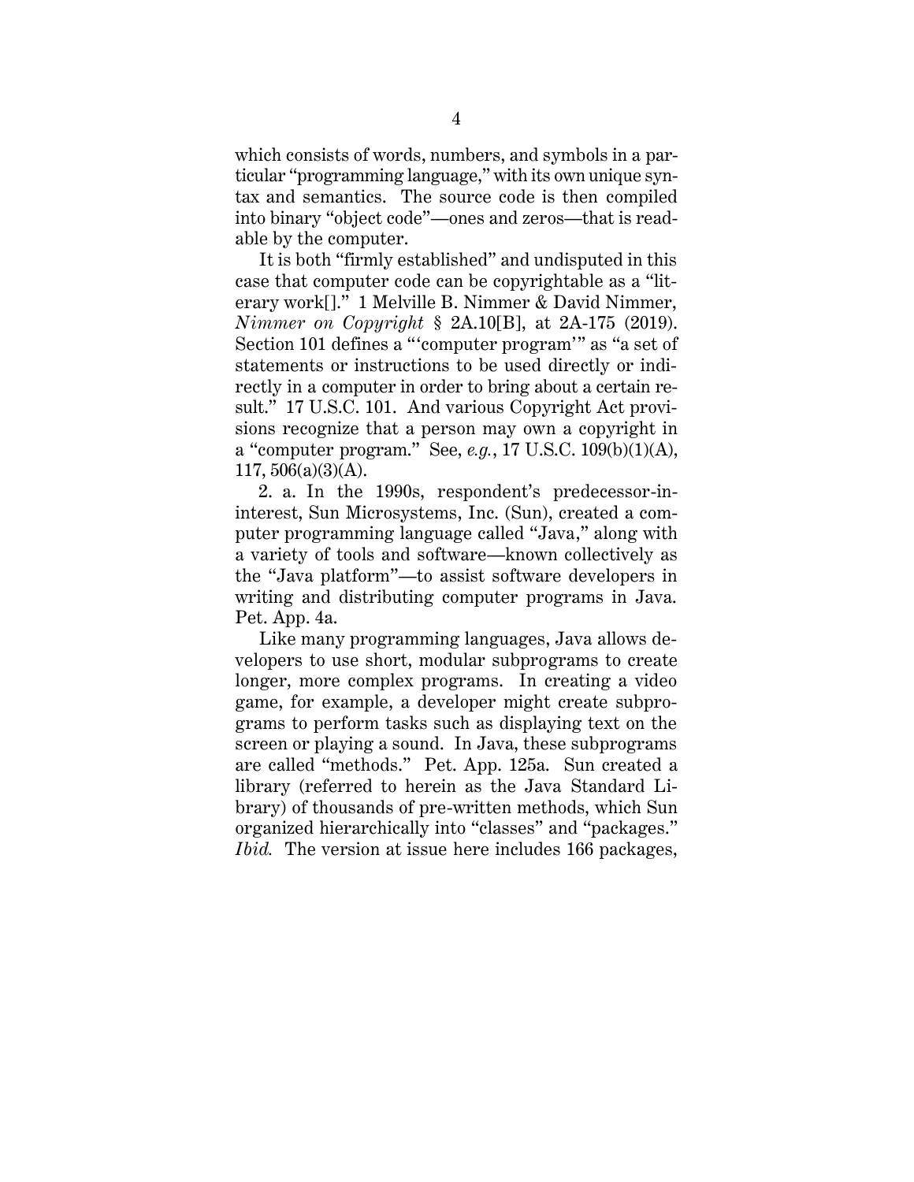which consists of words, numbers, and symbols in a particular "programming language," with its own unique syntax and semantics. The source code is then compiled into binary "object code"—ones and zeros—that is readable by the computer.

It is both "firmly established" and undisputed in this case that computer code can be copyrightable as a "literary work[]." 1 Melville B. Nimmer & David Nimmer, *Nimmer on Copyright* § 2A.10[B], at 2A-175 (2019). Section 101 defines a "'computer program'" as "a set of statements or instructions to be used directly or indirectly in a computer in order to bring about a certain result." 17 U.S.C. 101. And various Copyright Act provisions recognize that a person may own a copyright in a "computer program." See, *e.g.*, 17 U.S.C. 109(b)(1)(A), 117, 506(a)(3)(A).

2. a. In the 1990s, respondent's predecessor-in-interest, Sun Microsystems, Inc. (Sun), created a computer programming language called "Java," along with a variety of tools and software—known collectively as the "Java platform"—to assist software developers in writing and distributing computer programs in Java. Pet. App. 4a.

Like many programming languages, Java allows developers to use short, modular subprograms to create longer, more complex programs. In creating a video game, for example, a developer might create subprograms to perform tasks such as displaying text on the screen or playing a sound. In Java, these subprograms are called "methods." Pet. App. 125a. Sun created a library (referred to herein as the Java Standard Library) of thousands of pre-written methods, which Sun organized hierarchically into "classes" and "packages." *Ibid.* The version at issue here includes 166 packages,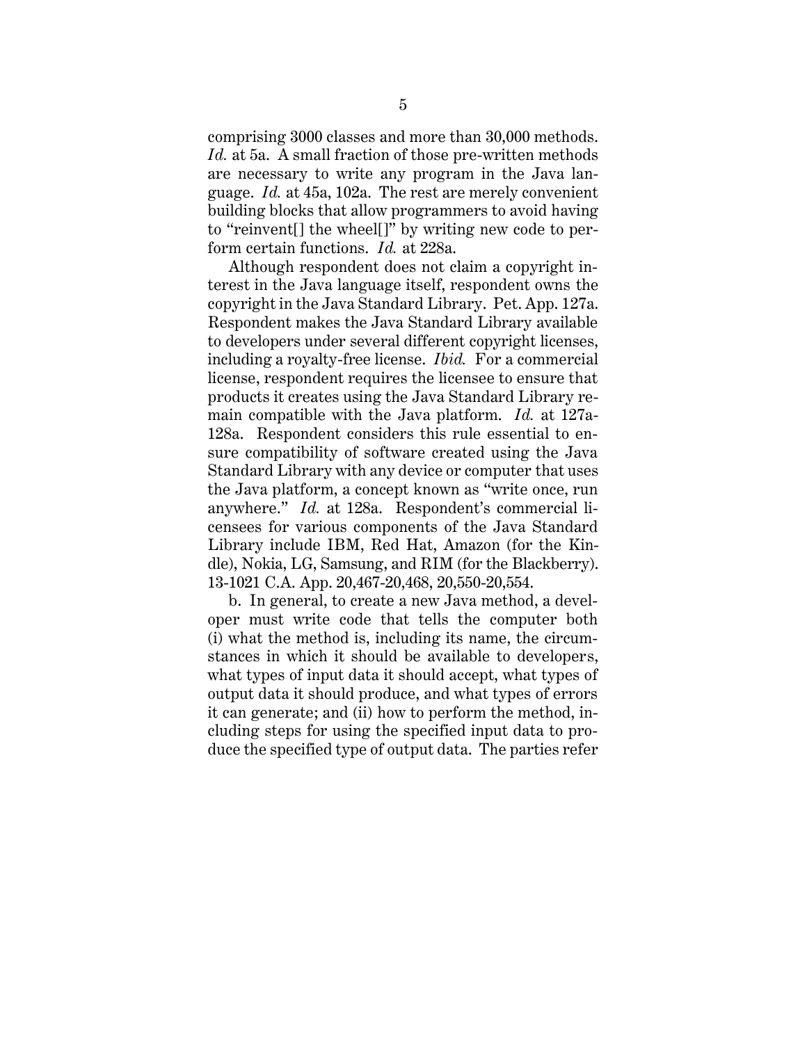comprising 3000 classes and more than 30,000 methods. *Id.* at 5a. A small fraction of those pre-written methods are necessary to write any program in the Java language. *Id.* at 45a, 102a. The rest are merely convenient building blocks that allow programmers to avoid having to "reinvent[] the wheel[]" by writing new code to perform certain functions. *Id.* at 228a.

Although respondent does not claim a copyright interest in the Java language itself, respondent owns the copyright in the Java Standard Library. Pet. App. 127a. Respondent makes the Java Standard Library available to developers under several different copyright licenses, including a royalty-free license. *Ibid.* For a commercial license, respondent requires the licensee to ensure that products it creates using the Java Standard Library remain compatible with the Java platform. *Id.* at 127a-128a. Respondent considers this rule essential to ensure compatibility of software created using the Java Standard Library with any device or computer that uses the Java platform, a concept known as "write once, run anywhere." *Id.* at 128a. Respondent's commercial licensees for various components of the Java Standard Library include IBM, Red Hat, Amazon (for the Kindle), Nokia, LG, Samsung, and RIM (for the Blackberry). 13-1021 C.A. App. 20,467-20,468, 20,550-20,554.

b. In general, to create a new Java method, a developer must write code that tells the computer both (i) what the method is, including its name, the circumstances in which it should be available to developers, what types of input data it should accept, what types of output data it should produce, and what types of errors it can generate; and (ii) how to perform the method, including steps for using the specified input data to produce the specified type of output data. The parties refer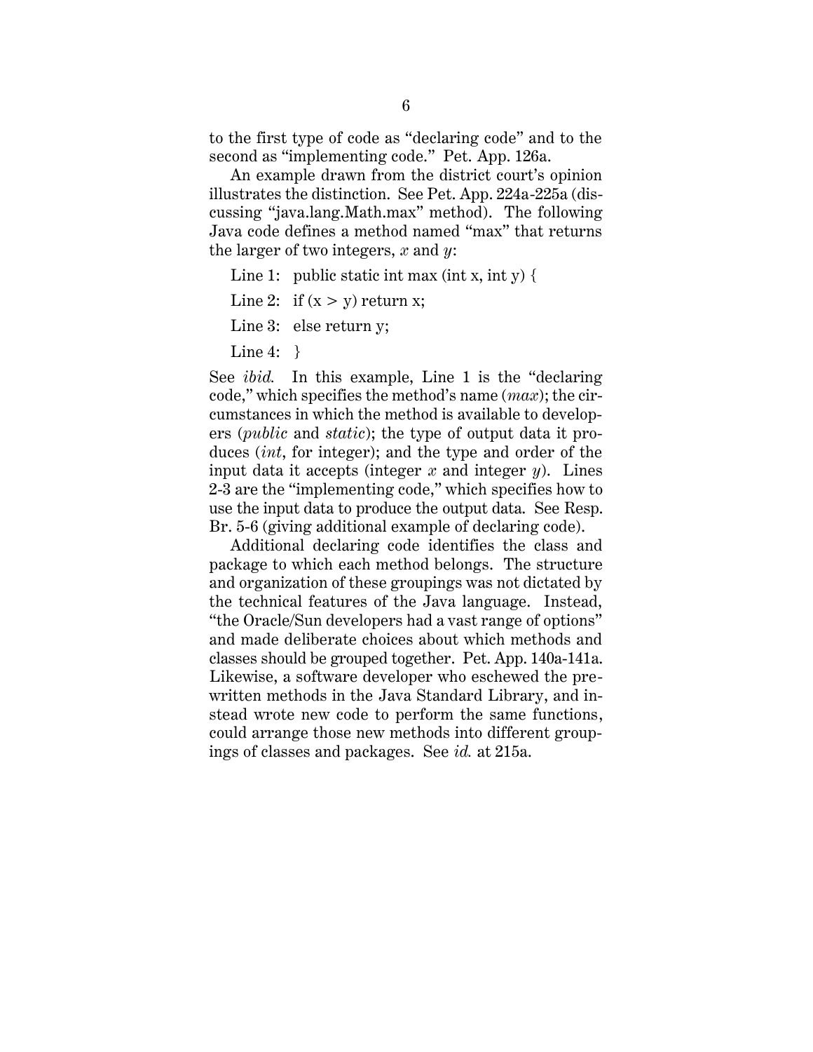to the first type of code as "declaring code" and to the second as "implementing code." Pet. App. 126a.

An example drawn from the district court's opinion illustrates the distinction. See Pet. App. 224a-225a (discussing "java.lang.Math.max" method). The following Java code defines a method named "max" that returns the larger of two integers, *x* and *y*:

```
Line 1:  public static int max (int x, int y) {
Line 2:  if (x > y) return x;
Line 3:  else return y;
Line 4:  }
```

See *ibid.* In this example, Line 1 is the "declaring code," which specifies the method's name (*max*); the circumstances in which the method is available to developers (*public* and *static*); the type of output data it produces (*int*, for integer); and the type and order of the input data it accepts (integer *x* and integer *y*). Lines 2-3 are the "implementing code," which specifies how to use the input data to produce the output data. See Resp. Br. 5-6 (giving additional example of declaring code).

Additional declaring code identifies the class and package to which each method belongs. The structure and organization of these groupings was not dictated by the technical features of the Java language. Instead, "the Oracle/Sun developers had a vast range of options" and made deliberate choices about which methods and classes should be grouped together. Pet. App. 140a-141a. Likewise, a software developer who eschewed the prewritten methods in the Java Standard Library, and instead wrote new code to perform the same functions, could arrange those new methods into different groupings of classes and packages. See *id.* at 215a.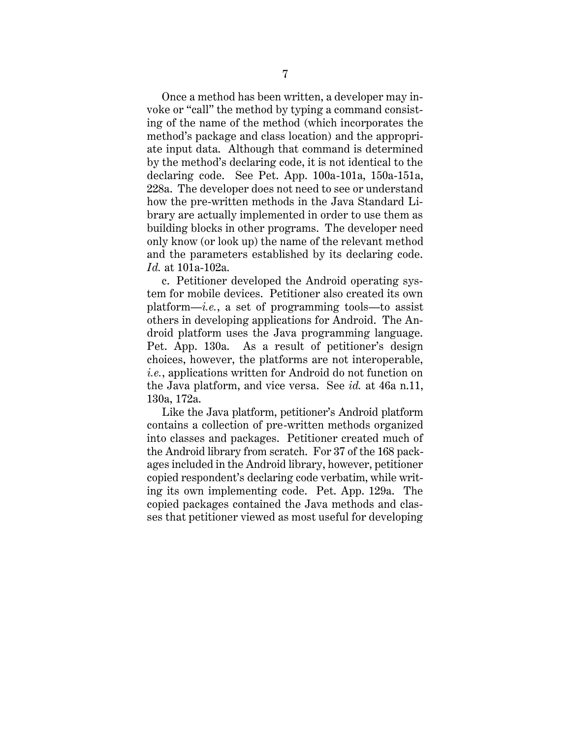Once a method has been written, a developer may invoke or "call" the method by typing a command consisting of the name of the method (which incorporates the method's package and class location) and the appropriate input data. Although that command is determined by the method's declaring code, it is not identical to the declaring code. See Pet. App. 100a-101a, 150a-151a, 228a. The developer does not need to see or understand how the pre-written methods in the Java Standard Library are actually implemented in order to use them as building blocks in other programs. The developer need only know (or look up) the name of the relevant method and the parameters established by its declaring code. *Id.* at 101a-102a.

c. Petitioner developed the Android operating system for mobile devices. Petitioner also created its own platform—*i.e.*, a set of programming tools—to assist others in developing applications for Android. The Android platform uses the Java programming language. Pet. App. 130a. As a result of petitioner's design choices, however, the platforms are not interoperable, *i.e.*, applications written for Android do not function on the Java platform, and vice versa. See *id.* at 46a n.11, 130a, 172a.

Like the Java platform, petitioner's Android platform contains a collection of pre-written methods organized into classes and packages. Petitioner created much of the Android library from scratch. For 37 of the 168 packages included in the Android library, however, petitioner copied respondent's declaring code verbatim, while writing its own implementing code. Pet. App. 129a. The copied packages contained the Java methods and classes that petitioner viewed as most useful for developing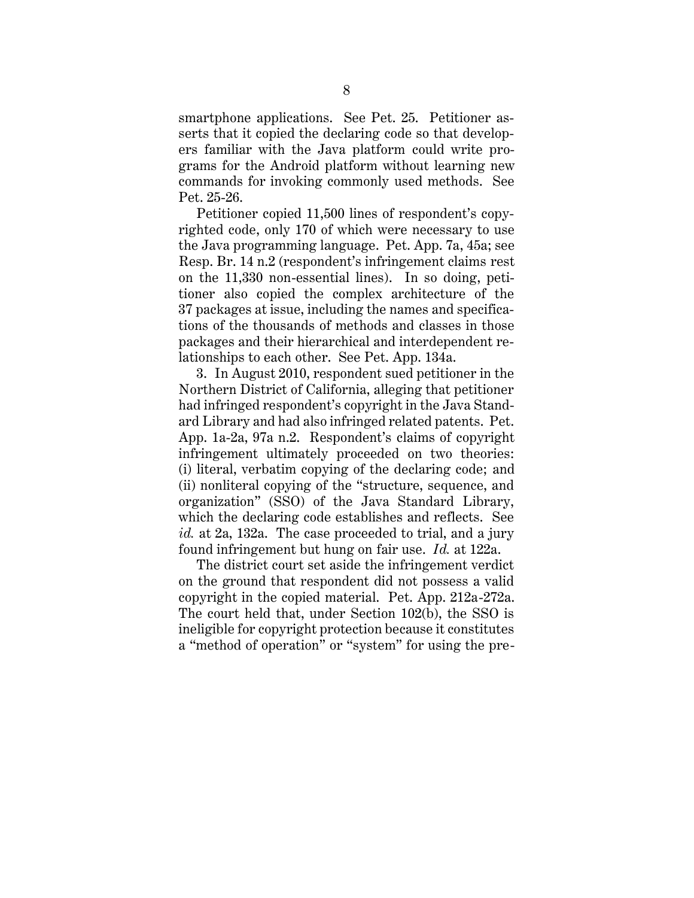smartphone applications. See Pet. 25. Petitioner asserts that it copied the declaring code so that developers familiar with the Java platform could write programs for the Android platform without learning new commands for invoking commonly used methods. See Pet. 25-26.

Petitioner copied 11,500 lines of respondent's copyrighted code, only 170 of which were necessary to use the Java programming language. Pet. App. 7a, 45a; see Resp. Br. 14 n.2 (respondent's infringement claims rest on the 11,330 non-essential lines). In so doing, petitioner also copied the complex architecture of the 37 packages at issue, including the names and specifications of the thousands of methods and classes in those packages and their hierarchical and interdependent relationships to each other. See Pet. App. 134a.

3. In August 2010, respondent sued petitioner in the Northern District of California, alleging that petitioner had infringed respondent's copyright in the Java Standard Library and had also infringed related patents. Pet. App. 1a-2a, 97a n.2. Respondent's claims of copyright infringement ultimately proceeded on two theories: (i) literal, verbatim copying of the declaring code; and (ii) nonliteral copying of the "structure, sequence, and organization" (SSO) of the Java Standard Library, which the declaring code establishes and reflects. See *id.* at 2a, 132a. The case proceeded to trial, and a jury found infringement but hung on fair use. *Id.* at 122a.

The district court set aside the infringement verdict on the ground that respondent did not possess a valid copyright in the copied material. Pet. App. 212a-272a. The court held that, under Section 102(b), the SSO is ineligible for copyright protection because it constitutes a "method of operation" or "system" for using the pre-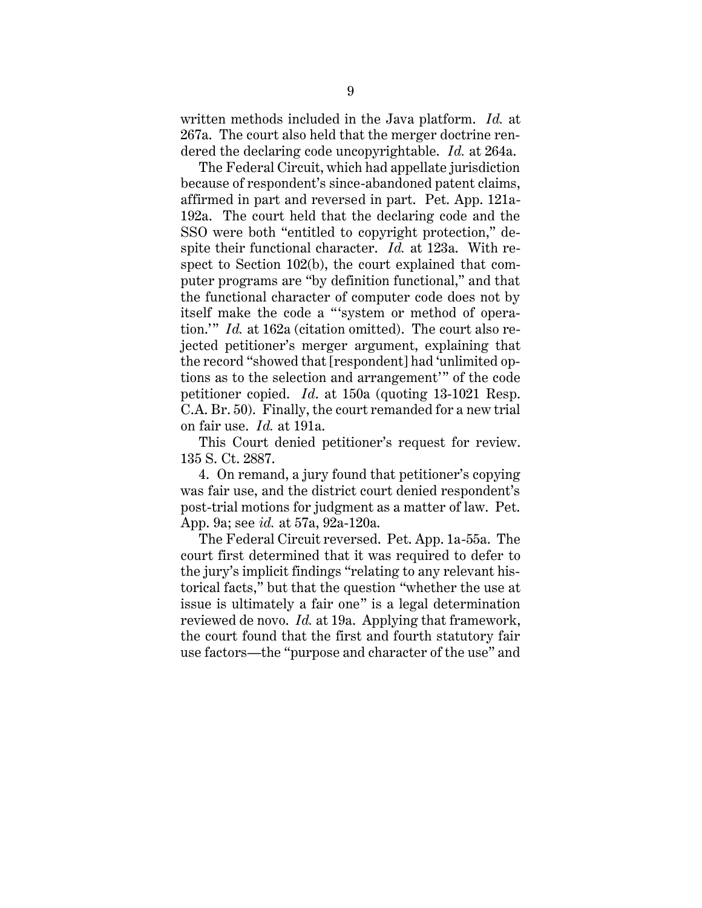written methods included in the Java platform. *Id.* at 267a. The court also held that the merger doctrine rendered the declaring code uncopyrightable. *Id.* at 264a.

The Federal Circuit, which had appellate jurisdiction because of respondent's since-abandoned patent claims, affirmed in part and reversed in part. Pet. App. 121a-192a. The court held that the declaring code and the SSO were both "entitled to copyright protection," despite their functional character. *Id.* at 123a. With respect to Section 102(b), the court explained that computer programs are "by definition functional," and that the functional character of computer code does not by itself make the code a "'system or method of operation.'" *Id.* at 162a (citation omitted). The court also rejected petitioner's merger argument, explaining that the record "showed that [respondent] had 'unlimited options as to the selection and arrangement'" of the code petitioner copied. *Id.* at 150a (quoting 13-1021 Resp. C.A. Br. 50). Finally, the court remanded for a new trial on fair use. *Id.* at 191a.

This Court denied petitioner's request for review. 135 S. Ct. 2887.

4. On remand, a jury found that petitioner's copying was fair use, and the district court denied respondent's post-trial motions for judgment as a matter of law. Pet. App. 9a; see *id.* at 57a, 92a-120a.

The Federal Circuit reversed. Pet. App. 1a-55a. The court first determined that it was required to defer to the jury's implicit findings "relating to any relevant historical facts," but that the question "whether the use at issue is ultimately a fair one" is a legal determination reviewed de novo. *Id.* at 19a. Applying that framework, the court found that the first and fourth statutory fair use factors—the "purpose and character of the use" and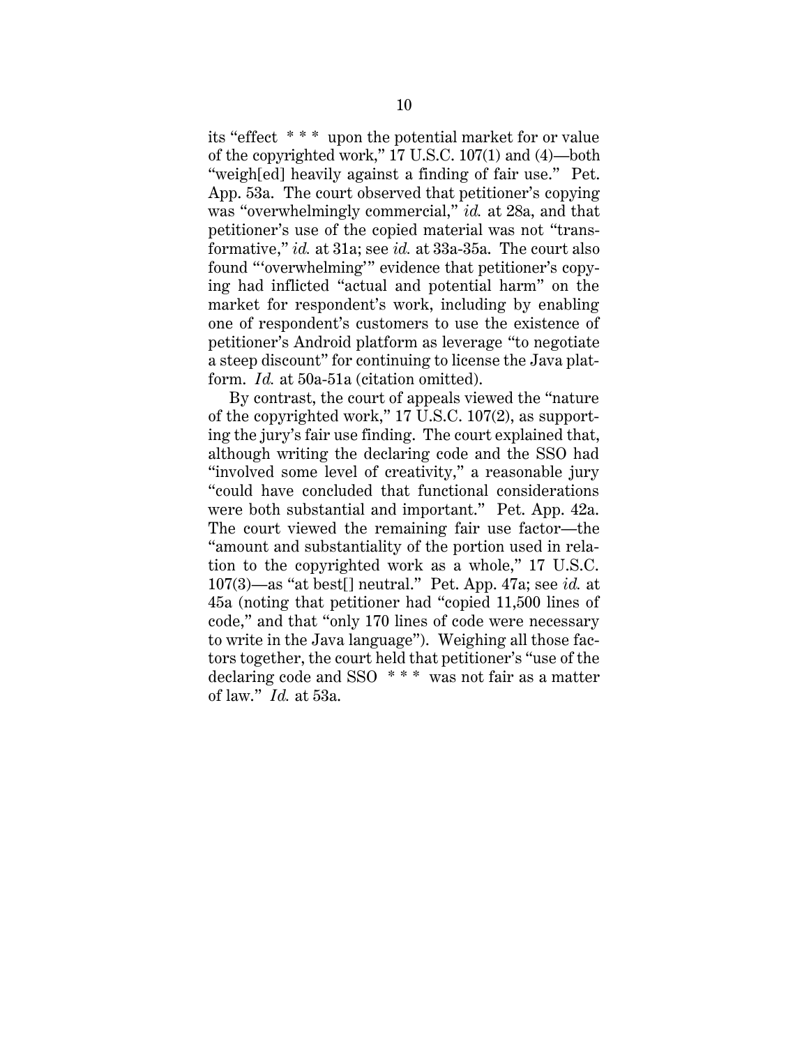its "effect * * * upon the potential market for or value of the copyrighted work," 17 U.S.C. 107(1) and (4)—both "weigh[ed] heavily against a finding of fair use." Pet. App. 53a. The court observed that petitioner's copying was "overwhelmingly commercial," *id.* at 28a, and that petitioner's use of the copied material was not "transformative," *id.* at 31a; see *id.* at 33a-35a. The court also found "'overwhelming'" evidence that petitioner's copying had inflicted "actual and potential harm" on the market for respondent's work, including by enabling one of respondent's customers to use the existence of petitioner's Android platform as leverage "to negotiate a steep discount" for continuing to license the Java platform. *Id.* at 50a-51a (citation omitted).

By contrast, the court of appeals viewed the "nature of the copyrighted work," 17 U.S.C. 107(2), as supporting the jury's fair use finding. The court explained that, although writing the declaring code and the SSO had "involved some level of creativity," a reasonable jury "could have concluded that functional considerations were both substantial and important." Pet. App. 42a. The court viewed the remaining fair use factor—the "amount and substantiality of the portion used in relation to the copyrighted work as a whole," 17 U.S.C. 107(3)—as "at best[] neutral." Pet. App. 47a; see *id.* at 45a (noting that petitioner had "copied 11,500 lines of code," and that "only 170 lines of code were necessary to write in the Java language"). Weighing all those factors together, the court held that petitioner's "use of the declaring code and SSO * * * was not fair as a matter of law." *Id.* at 53a.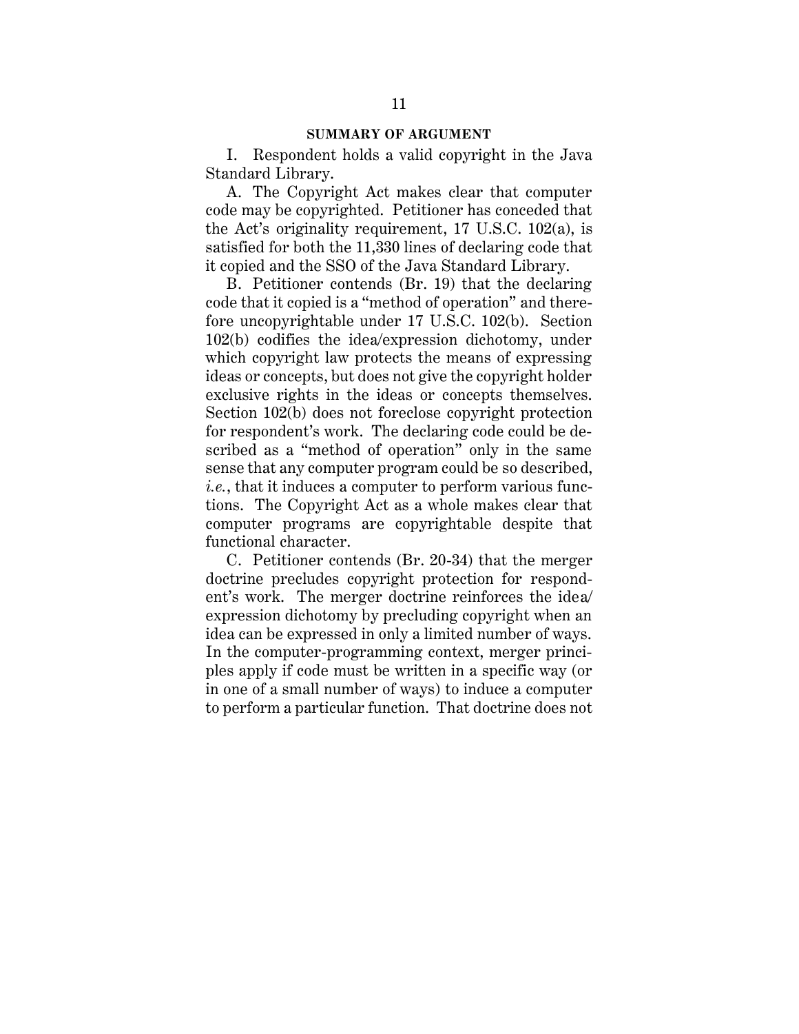## SUMMARY OF ARGUMENT

I. Respondent holds a valid copyright in the Java Standard Library.

A. The Copyright Act makes clear that computer code may be copyrighted. Petitioner has conceded that the Act's originality requirement, 17 U.S.C. 102(a), is satisfied for both the 11,330 lines of declaring code that it copied and the SSO of the Java Standard Library.

B. Petitioner contends (Br. 19) that the declaring code that it copied is a "method of operation" and therefore uncopyrightable under 17 U.S.C. 102(b). Section 102(b) codifies the idea/expression dichotomy, under which copyright law protects the means of expressing ideas or concepts, but does not give the copyright holder exclusive rights in the ideas or concepts themselves. Section 102(b) does not foreclose copyright protection for respondent's work. The declaring code could be described as a "method of operation" only in the same sense that any computer program could be so described, *i.e.*, that it induces a computer to perform various functions. The Copyright Act as a whole makes clear that computer programs are copyrightable despite that functional character.

C. Petitioner contends (Br. 20-34) that the merger doctrine precludes copyright protection for respondent's work. The merger doctrine reinforces the idea/expression dichotomy by precluding copyright when an idea can be expressed in only a limited number of ways. In the computer-programming context, merger principles apply if code must be written in a specific way (or in one of a small number of ways) to induce a computer to perform a particular function. That doctrine does not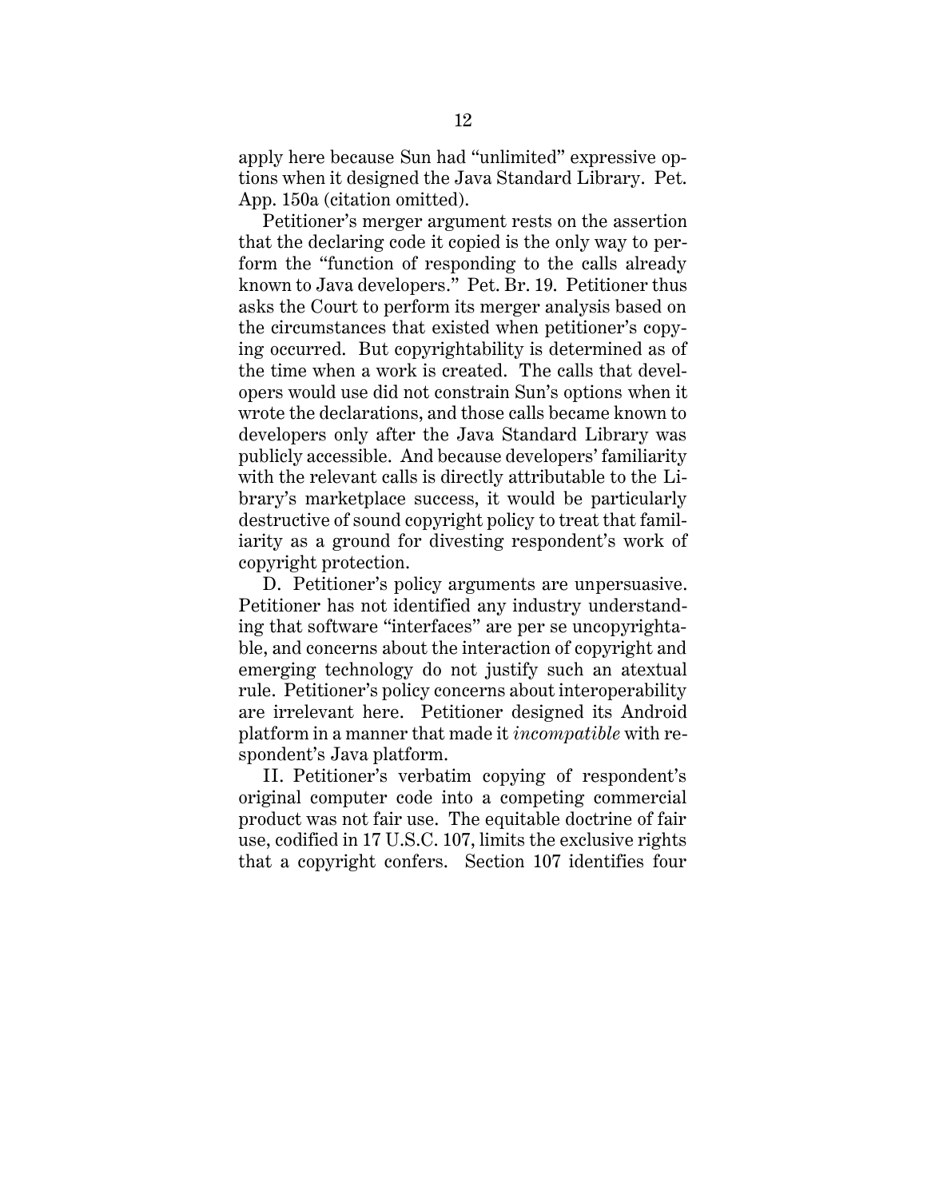apply here because Sun had "unlimited" expressive options when it designed the Java Standard Library. Pet. App. 150a (citation omitted).

Petitioner's merger argument rests on the assertion that the declaring code it copied is the only way to perform the "function of responding to the calls already known to Java developers." Pet. Br. 19. Petitioner thus asks the Court to perform its merger analysis based on the circumstances that existed when petitioner's copying occurred. But copyrightability is determined as of the time when a work is created. The calls that developers would use did not constrain Sun's options when it wrote the declarations, and those calls became known to developers only after the Java Standard Library was publicly accessible. And because developers' familiarity with the relevant calls is directly attributable to the Library's marketplace success, it would be particularly destructive of sound copyright policy to treat that familiarity as a ground for divesting respondent's work of copyright protection.

D. Petitioner's policy arguments are unpersuasive. Petitioner has not identified any industry understanding that software "interfaces" are per se uncopyrightable, and concerns about the interaction of copyright and emerging technology do not justify such an atextual rule. Petitioner's policy concerns about interoperability are irrelevant here. Petitioner designed its Android platform in a manner that made it *incompatible* with respondent's Java platform.

II. Petitioner's verbatim copying of respondent's original computer code into a competing commercial product was not fair use. The equitable doctrine of fair use, codified in 17 U.S.C. 107, limits the exclusive rights that a copyright confers. Section 107 identifies four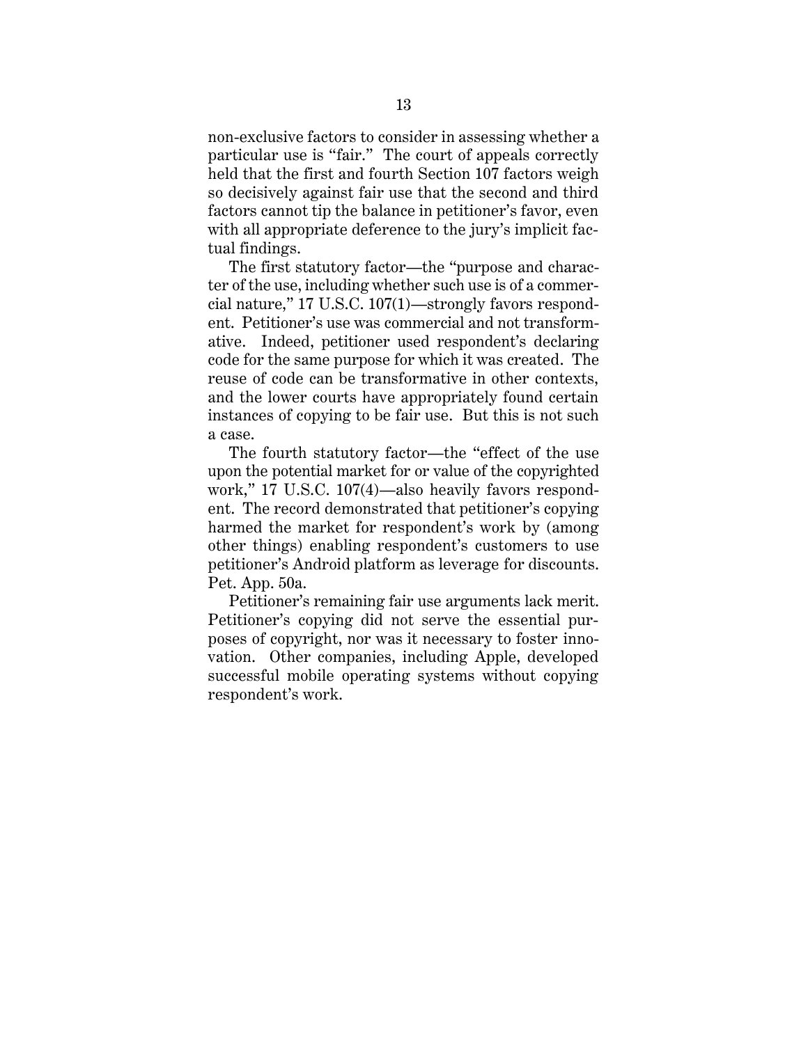non-exclusive factors to consider in assessing whether a particular use is "fair." The court of appeals correctly held that the first and fourth Section 107 factors weigh so decisively against fair use that the second and third factors cannot tip the balance in petitioner's favor, even with all appropriate deference to the jury's implicit factual findings.

The first statutory factor—the "purpose and character of the use, including whether such use is of a commercial nature," 17 U.S.C. 107(1)—strongly favors respondent. Petitioner's use was commercial and not transformative. Indeed, petitioner used respondent's declaring code for the same purpose for which it was created. The reuse of code can be transformative in other contexts, and the lower courts have appropriately found certain instances of copying to be fair use. But this is not such a case.

The fourth statutory factor—the "effect of the use upon the potential market for or value of the copyrighted work," 17 U.S.C. 107(4)—also heavily favors respondent. The record demonstrated that petitioner's copying harmed the market for respondent's work by (among other things) enabling respondent's customers to use petitioner's Android platform as leverage for discounts. Pet. App. 50a.

Petitioner's remaining fair use arguments lack merit. Petitioner's copying did not serve the essential purposes of copyright, nor was it necessary to foster innovation. Other companies, including Apple, developed successful mobile operating systems without copying respondent's work.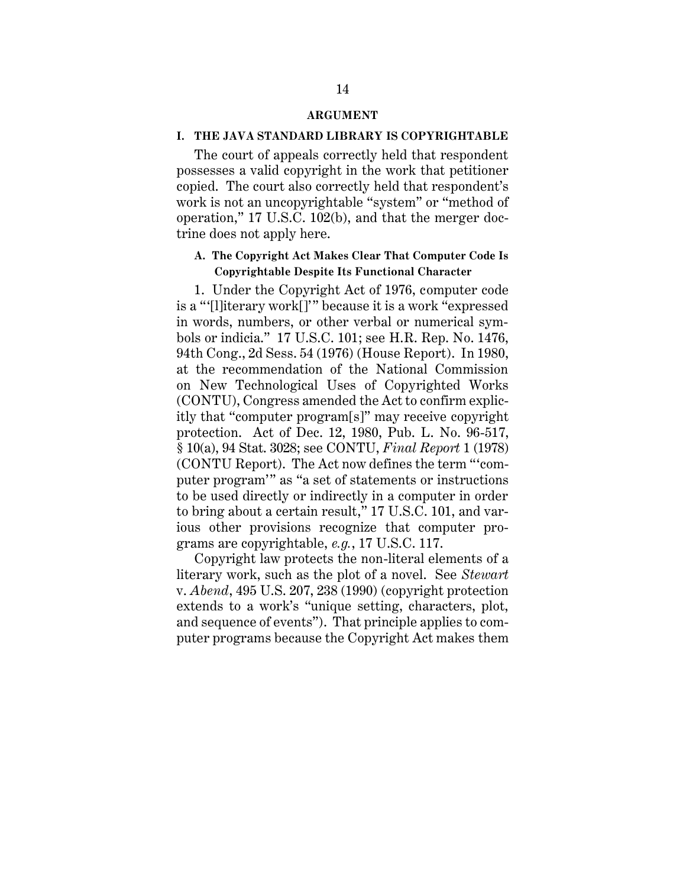## ARGUMENT

### I. THE JAVA STANDARD LIBRARY IS COPYRIGHTABLE

The court of appeals correctly held that respondent possesses a valid copyright in the work that petitioner copied. The court also correctly held that respondent's work is not an uncopyrightable "system" or "method of operation," 17 U.S.C. 102(b), and that the merger doctrine does not apply here.

#### A. The Copyright Act Makes Clear That Computer Code Is Copyrightable Despite Its Functional Character

1. Under the Copyright Act of 1976, computer code is a "'[l]iterary work[]'" because it is a work "expressed in words, numbers, or other verbal or numerical symbols or indicia." 17 U.S.C. 101; see H.R. Rep. No. 1476, 94th Cong., 2d Sess. 54 (1976) (House Report). In 1980, at the recommendation of the National Commission on New Technological Uses of Copyrighted Works (CONTU), Congress amended the Act to confirm explicitly that "computer program[s]" may receive copyright protection. Act of Dec. 12, 1980, Pub. L. No. 96-517, § 10(a), 94 Stat. 3028; see CONTU, *Final Report* 1 (1978) (CONTU Report). The Act now defines the term "'computer program'" as "a set of statements or instructions to be used directly or indirectly in a computer in order to bring about a certain result," 17 U.S.C. 101, and various other provisions recognize that computer programs are copyrightable, *e.g.*, 17 U.S.C. 117.

Copyright law protects the non-literal elements of a literary work, such as the plot of a novel. See *Stewart* v. *Abend*, 495 U.S. 207, 238 (1990) (copyright protection extends to a work's "unique setting, characters, plot, and sequence of events"). That principle applies to computer programs because the Copyright Act makes them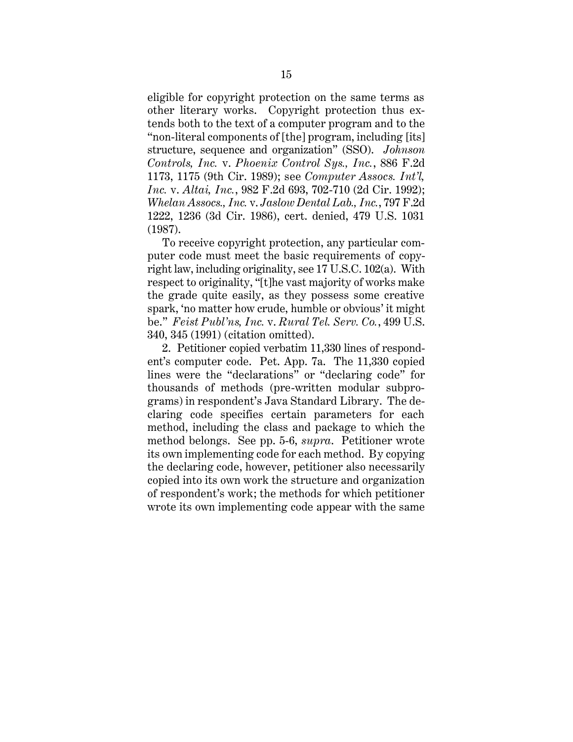eligible for copyright protection on the same terms as other literary works. Copyright protection thus extends both to the text of a computer program and to the "non-literal components of [the] program, including [its] structure, sequence and organization" (SSO). *Johnson Controls, Inc.* v. *Phoenix Control Sys., Inc.*, 886 F.2d 1173, 1175 (9th Cir. 1989); see *Computer Assocs. Int'l, Inc.* v. *Altai, Inc.*, 982 F.2d 693, 702-710 (2d Cir. 1992); *Whelan Assocs., Inc.* v. *Jaslow Dental Lab., Inc.*, 797 F.2d 1222, 1236 (3d Cir. 1986), cert. denied, 479 U.S. 1031 (1987).

To receive copyright protection, any particular computer code must meet the basic requirements of copyright law, including originality, see 17 U.S.C. 102(a). With respect to originality, "[t]he vast majority of works make the grade quite easily, as they possess some creative spark, 'no matter how crude, humble or obvious' it might be." *Feist Publ'ns, Inc.* v. *Rural Tel. Serv. Co.*, 499 U.S. 340, 345 (1991) (citation omitted).

2. Petitioner copied verbatim 11,330 lines of respondent's computer code. Pet. App. 7a. The 11,330 copied lines were the "declarations" or "declaring code" for thousands of methods (pre-written modular subprograms) in respondent's Java Standard Library. The declaring code specifies certain parameters for each method, including the class and package to which the method belongs. See pp. 5-6, *supra*. Petitioner wrote its own implementing code for each method. By copying the declaring code, however, petitioner also necessarily copied into its own work the structure and organization of respondent's work; the methods for which petitioner wrote its own implementing code appear with the same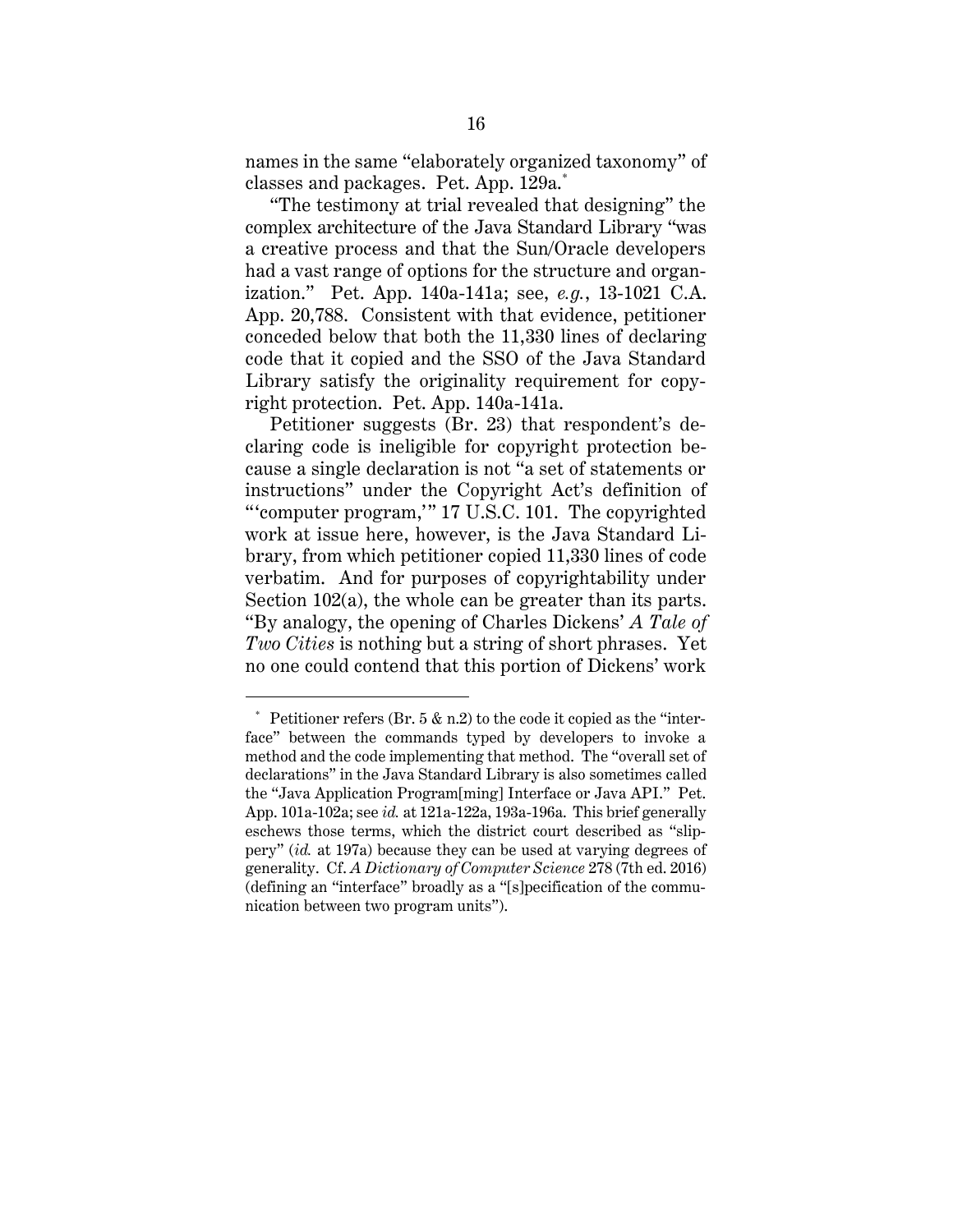names in the same "elaborately organized taxonomy" of classes and packages. Pet. App. 129a.[*]

"The testimony at trial revealed that designing" the complex architecture of the Java Standard Library "was a creative process and that the Sun/Oracle developers had a vast range of options for the structure and organization." Pet. App. 140a-141a; see, *e.g.*, 13-1021 C.A. App. 20,788. Consistent with that evidence, petitioner conceded below that both the 11,330 lines of declaring code that it copied and the SSO of the Java Standard Library satisfy the originality requirement for copyright protection. Pet. App. 140a-141a.

Petitioner suggests (Br. 23) that respondent's declaring code is ineligible for copyright protection because a single declaration is not "a set of statements or instructions" under the Copyright Act's definition of "'computer program,'" 17 U.S.C. 101. The copyrighted work at issue here, however, is the Java Standard Library, from which petitioner copied 11,330 lines of code verbatim. And for purposes of copyrightability under Section 102(a), the whole can be greater than its parts. "By analogy, the opening of Charles Dickens' *A Tale of Two Cities* is nothing but a string of short phrases. Yet no one could contend that this portion of Dickens' work

---

[*] Petitioner refers (Br. 5 & n.2) to the code it copied as the "interface" between the commands typed by developers to invoke a method and the code implementing that method. The "overall set of declarations" in the Java Standard Library is also sometimes called the "Java Application Program[ming] Interface or Java API." Pet. App. 101a-102a; see *id.* at 121a-122a, 193a-196a. This brief generally eschews those terms, which the district court described as "slippery" (*id.* at 197a) because they can be used at varying degrees of generality. Cf. *A Dictionary of Computer Science* 278 (7th ed. 2016) (defining an "interface" broadly as a "[s]pecification of the communication between two program units").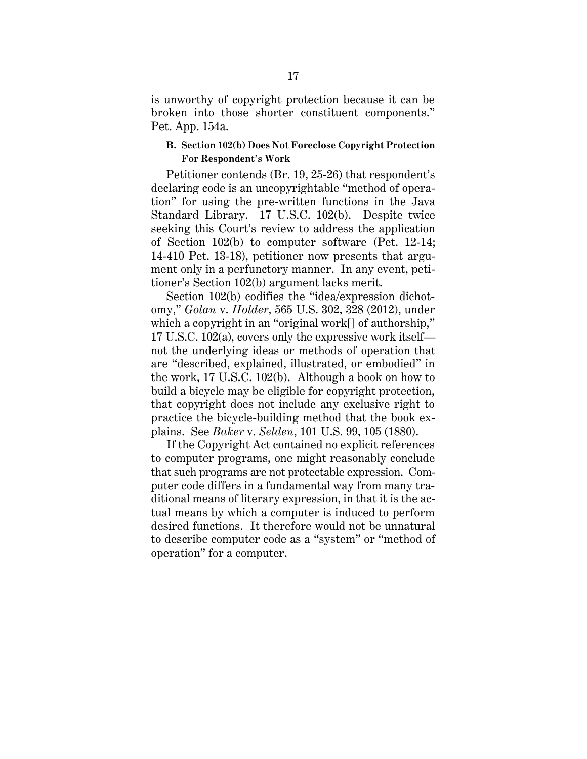is unworthy of copyright protection because it can be broken into those shorter constituent components." Pet. App. 154a.

### B. Section 102(b) Does Not Foreclose Copyright Protection For Respondent's Work

Petitioner contends (Br. 19, 25-26) that respondent's declaring code is an uncopyrightable "method of operation" for using the pre-written functions in the Java Standard Library. 17 U.S.C. 102(b). Despite twice seeking this Court's review to address the application of Section 102(b) to computer software (Pet. 12-14; 14-410 Pet. 13-18), petitioner now presents that argument only in a perfunctory manner. In any event, petitioner's Section 102(b) argument lacks merit.

Section 102(b) codifies the "idea/expression dichotomy," *Golan* v. *Holder*, 565 U.S. 302, 328 (2012), under which a copyright in an "original work[] of authorship," 17 U.S.C. 102(a), covers only the expressive work itself—not the underlying ideas or methods of operation that are "described, explained, illustrated, or embodied" in the work, 17 U.S.C. 102(b). Although a book on how to build a bicycle may be eligible for copyright protection, that copyright does not include any exclusive right to practice the bicycle-building method that the book explains. See *Baker* v. *Selden*, 101 U.S. 99, 105 (1880).

If the Copyright Act contained no explicit references to computer programs, one might reasonably conclude that such programs are not protectable expression. Computer code differs in a fundamental way from many traditional means of literary expression, in that it is the actual means by which a computer is induced to perform desired functions. It therefore would not be unnatural to describe computer code as a "system" or "method of operation" for a computer.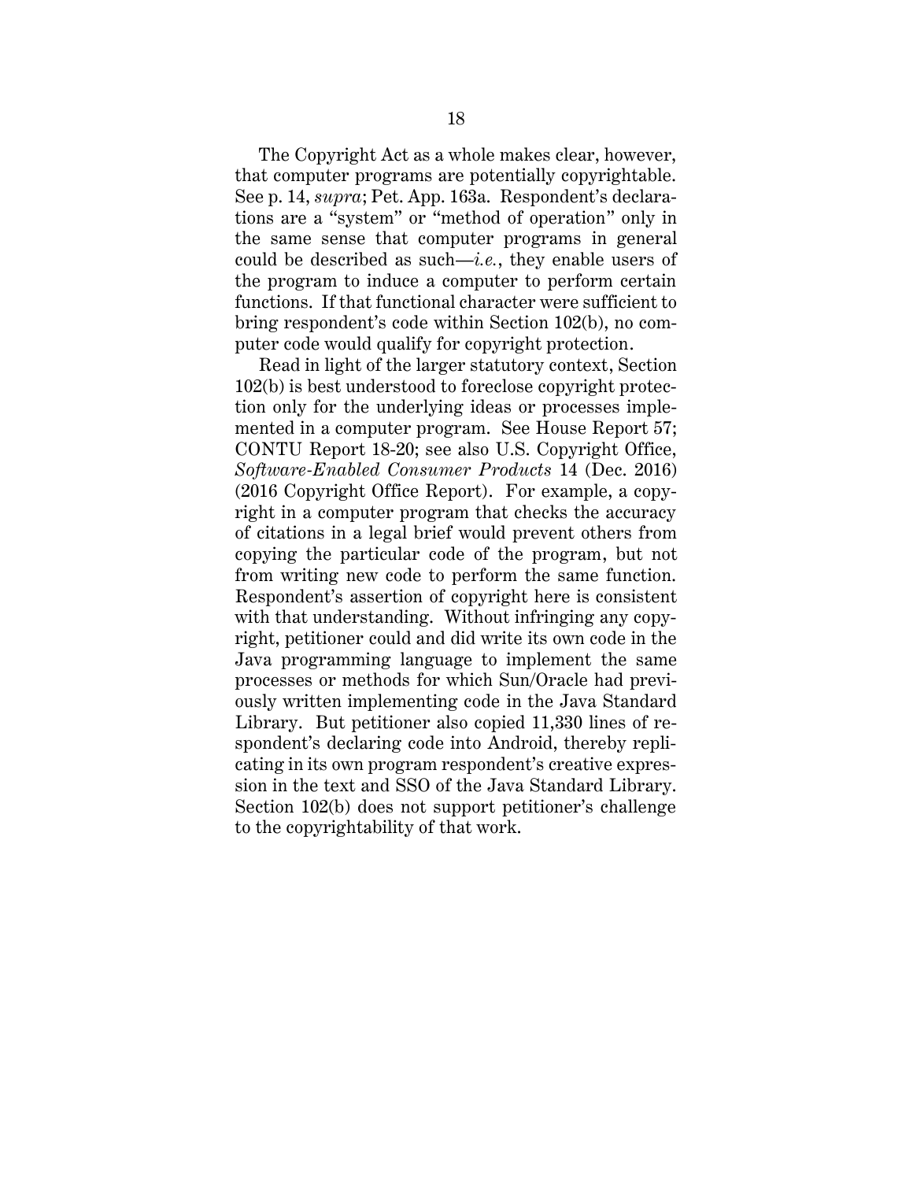The Copyright Act as a whole makes clear, however, that computer programs are potentially copyrightable. See p. 14, *supra*; Pet. App. 163a. Respondent's declarations are a "system" or "method of operation" only in the same sense that computer programs in general could be described as such—*i.e.*, they enable users of the program to induce a computer to perform certain functions. If that functional character were sufficient to bring respondent's code within Section 102(b), no computer code would qualify for copyright protection.

Read in light of the larger statutory context, Section 102(b) is best understood to foreclose copyright protection only for the underlying ideas or processes implemented in a computer program. See House Report 57; CONTU Report 18-20; see also U.S. Copyright Office, *Software-Enabled Consumer Products* 14 (Dec. 2016) (2016 Copyright Office Report). For example, a copyright in a computer program that checks the accuracy of citations in a legal brief would prevent others from copying the particular code of the program, but not from writing new code to perform the same function. Respondent's assertion of copyright here is consistent with that understanding. Without infringing any copyright, petitioner could and did write its own code in the Java programming language to implement the same processes or methods for which Sun/Oracle had previously written implementing code in the Java Standard Library. But petitioner also copied 11,330 lines of respondent's declaring code into Android, thereby replicating in its own program respondent's creative expression in the text and SSO of the Java Standard Library. Section 102(b) does not support petitioner's challenge to the copyrightability of that work.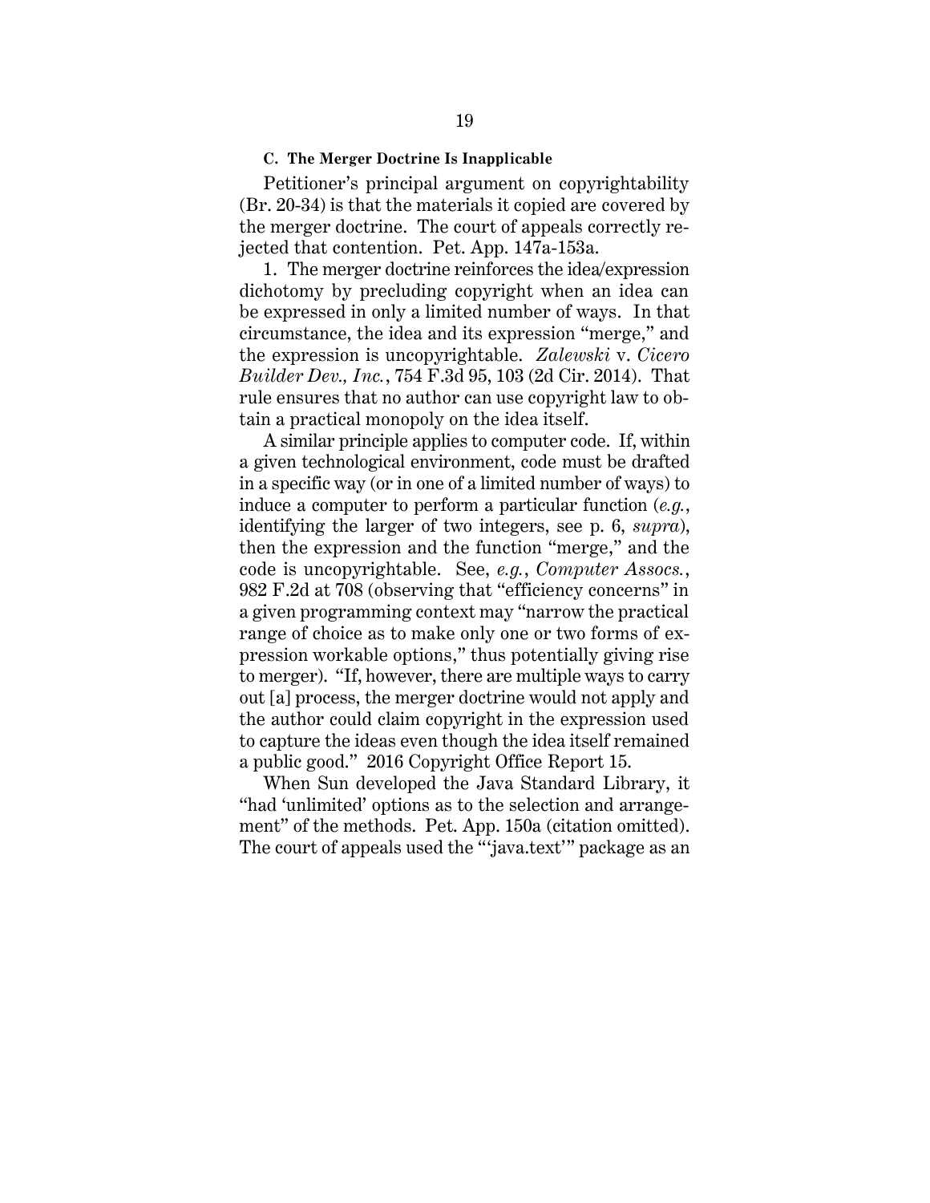### C. The Merger Doctrine Is Inapplicable

Petitioner's principal argument on copyrightability (Br. 20-34) is that the materials it copied are covered by the merger doctrine. The court of appeals correctly rejected that contention. Pet. App. 147a-153a.

1. The merger doctrine reinforces the idea/expression dichotomy by precluding copyright when an idea can be expressed in only a limited number of ways. In that circumstance, the idea and its expression "merge," and the expression is uncopyrightable. *Zalewski* v. *Cicero Builder Dev., Inc.*, 754 F.3d 95, 103 (2d Cir. 2014). That rule ensures that no author can use copyright law to obtain a practical monopoly on the idea itself.

A similar principle applies to computer code. If, within a given technological environment, code must be drafted in a specific way (or in one of a limited number of ways) to induce a computer to perform a particular function (*e.g.*, identifying the larger of two integers, see p. 6, *supra*), then the expression and the function "merge," and the code is uncopyrightable. See, *e.g.*, *Computer Assocs.*, 982 F.2d at 708 (observing that "efficiency concerns" in a given programming context may "narrow the practical range of choice as to make only one or two forms of expression workable options," thus potentially giving rise to merger). "If, however, there are multiple ways to carry out [a] process, the merger doctrine would not apply and the author could claim copyright in the expression used to capture the ideas even though the idea itself remained a public good." 2016 Copyright Office Report 15.

When Sun developed the Java Standard Library, it "had 'unlimited' options as to the selection and arrangement" of the methods. Pet. App. 150a (citation omitted). The court of appeals used the "'java.text'" package as an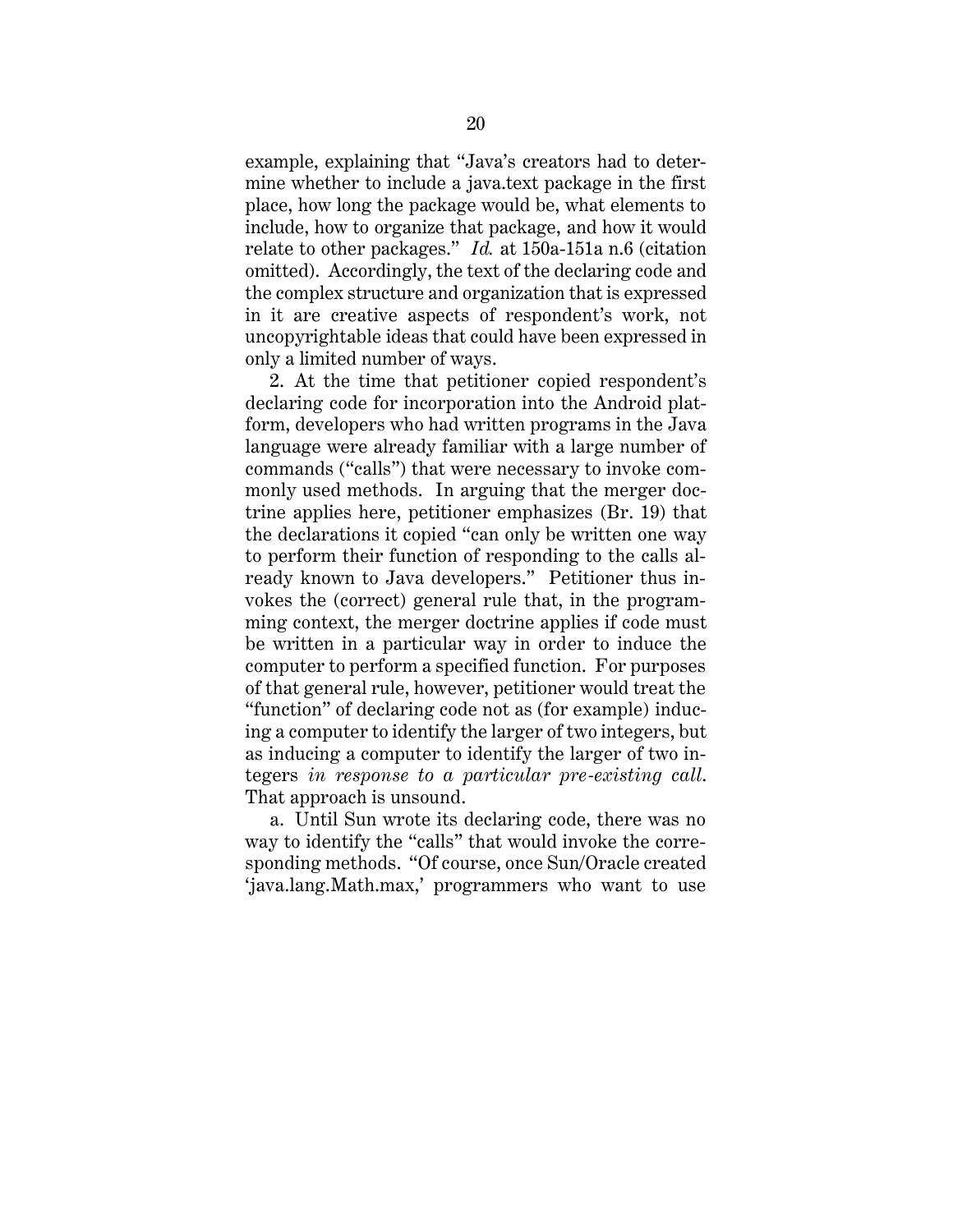example, explaining that "Java's creators had to determine whether to include a java.text package in the first place, how long the package would be, what elements to include, how to organize that package, and how it would relate to other packages." *Id.* at 150a-151a n.6 (citation omitted). Accordingly, the text of the declaring code and the complex structure and organization that is expressed in it are creative aspects of respondent's work, not uncopyrightable ideas that could have been expressed in only a limited number of ways.

2. At the time that petitioner copied respondent's declaring code for incorporation into the Android platform, developers who had written programs in the Java language were already familiar with a large number of commands ("calls") that were necessary to invoke commonly used methods. In arguing that the merger doctrine applies here, petitioner emphasizes (Br. 19) that the declarations it copied "can only be written one way to perform their function of responding to the calls already known to Java developers." Petitioner thus invokes the (correct) general rule that, in the programming context, the merger doctrine applies if code must be written in a particular way in order to induce the computer to perform a specified function. For purposes of that general rule, however, petitioner would treat the "function" of declaring code not as (for example) inducing a computer to identify the larger of two integers, but as inducing a computer to identify the larger of two integers *in response to a particular pre-existing call.* That approach is unsound.

a. Until Sun wrote its declaring code, there was no way to identify the "calls" that would invoke the corresponding methods. "Of course, once Sun/Oracle created 'java.lang.Math.max,' programmers who want to use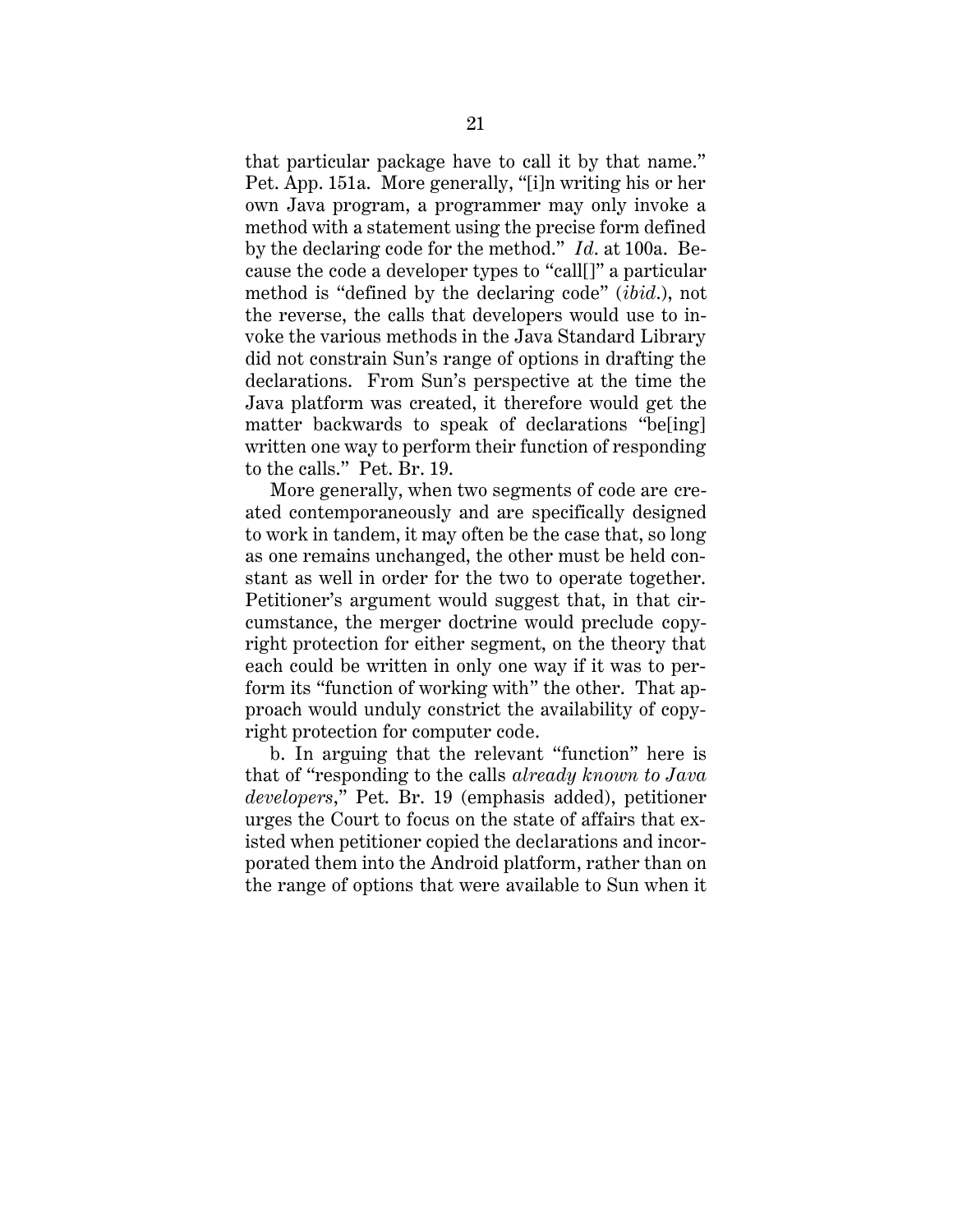that particular package have to call it by that name." Pet. App. 151a. More generally, "[i]n writing his or her own Java program, a programmer may only invoke a method with a statement using the precise form defined by the declaring code for the method." *Id.* at 100a. Because the code a developer types to "call[]" a particular method is "defined by the declaring code" (*ibid.*), not the reverse, the calls that developers would use to invoke the various methods in the Java Standard Library did not constrain Sun's range of options in drafting the declarations. From Sun's perspective at the time the Java platform was created, it therefore would get the matter backwards to speak of declarations "be[ing] written one way to perform their function of responding to the calls." Pet. Br. 19.

More generally, when two segments of code are created contemporaneously and are specifically designed to work in tandem, it may often be the case that, so long as one remains unchanged, the other must be held constant as well in order for the two to operate together. Petitioner's argument would suggest that, in that circumstance, the merger doctrine would preclude copyright protection for either segment, on the theory that each could be written in only one way if it was to perform its "function of working with" the other. That approach would unduly constrict the availability of copyright protection for computer code.

b. In arguing that the relevant "function" here is that of "responding to the calls *already known to Java developers*," Pet. Br. 19 (emphasis added), petitioner urges the Court to focus on the state of affairs that existed when petitioner copied the declarations and incorporated them into the Android platform, rather than on the range of options that were available to Sun when it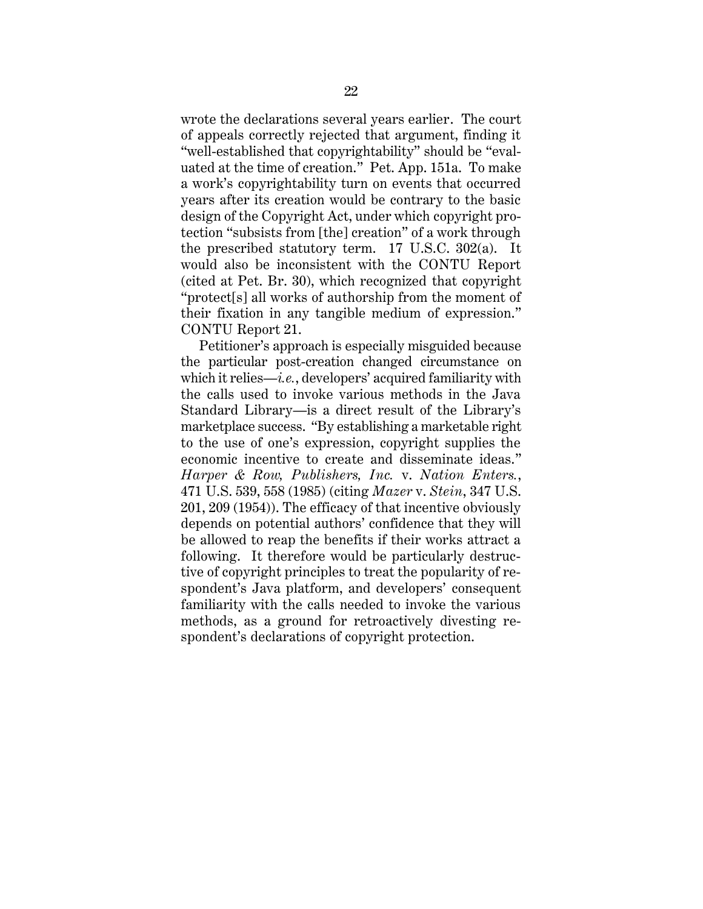wrote the declarations several years earlier. The court of appeals correctly rejected that argument, finding it "well-established that copyrightability" should be "evaluated at the time of creation." Pet. App. 151a. To make a work's copyrightability turn on events that occurred years after its creation would be contrary to the basic design of the Copyright Act, under which copyright protection "subsists from [the] creation" of a work through the prescribed statutory term. 17 U.S.C. 302(a). It would also be inconsistent with the CONTU Report (cited at Pet. Br. 30), which recognized that copyright "protect[s] all works of authorship from the moment of their fixation in any tangible medium of expression." CONTU Report 21.

Petitioner's approach is especially misguided because the particular post-creation changed circumstance on which it relies—*i.e.*, developers' acquired familiarity with the calls used to invoke various methods in the Java Standard Library—is a direct result of the Library's marketplace success. "By establishing a marketable right to the use of one's expression, copyright supplies the economic incentive to create and disseminate ideas." *Harper & Row, Publishers, Inc.* v. *Nation Enters.*, 471 U.S. 539, 558 (1985) (citing *Mazer* v. *Stein*, 347 U.S. 201, 209 (1954)). The efficacy of that incentive obviously depends on potential authors' confidence that they will be allowed to reap the benefits if their works attract a following. It therefore would be particularly destructive of copyright principles to treat the popularity of respondent's Java platform, and developers' consequent familiarity with the calls needed to invoke the various methods, as a ground for retroactively divesting respondent's declarations of copyright protection.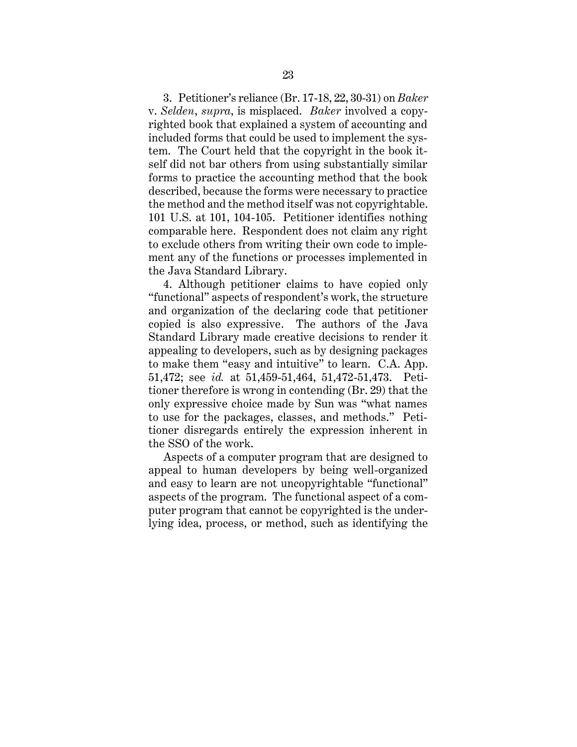3. Petitioner's reliance (Br. 17-18, 22, 30-31) on *Baker* v. *Selden*, *supra*, is misplaced. *Baker* involved a copyrighted book that explained a system of accounting and included forms that could be used to implement the system. The Court held that the copyright in the book itself did not bar others from using substantially similar forms to practice the accounting method that the book described, because the forms were necessary to practice the method and the method itself was not copyrightable. 101 U.S. at 101, 104-105. Petitioner identifies nothing comparable here. Respondent does not claim any right to exclude others from writing their own code to implement any of the functions or processes implemented in the Java Standard Library.

4. Although petitioner claims to have copied only "functional" aspects of respondent's work, the structure and organization of the declaring code that petitioner copied is also expressive. The authors of the Java Standard Library made creative decisions to render it appealing to developers, such as by designing packages to make them "easy and intuitive" to learn. C.A. App. 51,472; see *id.* at 51,459-51,464, 51,472-51,473. Petitioner therefore is wrong in contending (Br. 29) that the only expressive choice made by Sun was "what names to use for the packages, classes, and methods." Petitioner disregards entirely the expression inherent in the SSO of the work.

Aspects of a computer program that are designed to appeal to human developers by being well-organized and easy to learn are not uncopyrightable "functional" aspects of the program. The functional aspect of a computer program that cannot be copyrighted is the underlying idea, process, or method, such as identifying the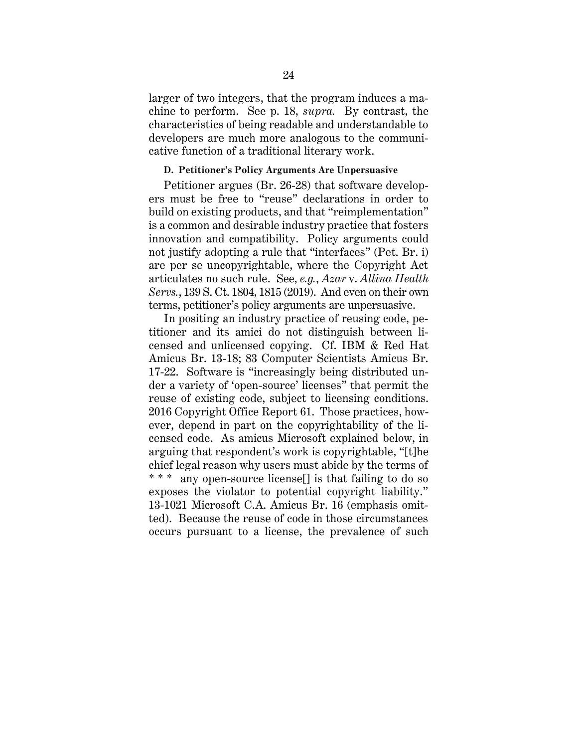larger of two integers, that the program induces a machine to perform. See p. 18, *supra.* By contrast, the characteristics of being readable and understandable to developers are much more analogous to the communicative function of a traditional literary work.

#### D. Petitioner's Policy Arguments Are Unpersuasive

Petitioner argues (Br. 26-28) that software developers must be free to "reuse" declarations in order to build on existing products, and that "reimplementation" is a common and desirable industry practice that fosters innovation and compatibility. Policy arguments could not justify adopting a rule that "interfaces" (Pet. Br. i) are per se uncopyrightable, where the Copyright Act articulates no such rule. See, *e.g.*, *Azar* v. *Allina Health Servs.*, 139 S. Ct. 1804, 1815 (2019). And even on their own terms, petitioner's policy arguments are unpersuasive.

In positing an industry practice of reusing code, petitioner and its amici do not distinguish between licensed and unlicensed copying. Cf. IBM & Red Hat Amicus Br. 13-18; 83 Computer Scientists Amicus Br. 17-22. Software is "increasingly being distributed under a variety of 'open-source' licenses" that permit the reuse of existing code, subject to licensing conditions. 2016 Copyright Office Report 61. Those practices, however, depend in part on the copyrightability of the licensed code. As amicus Microsoft explained below, in arguing that respondent's work is copyrightable, "[t]he chief legal reason why users must abide by the terms of * * * any open-source license[] is that failing to do so exposes the violator to potential copyright liability." 13-1021 Microsoft C.A. Amicus Br. 16 (emphasis omitted). Because the reuse of code in those circumstances occurs pursuant to a license, the prevalence of such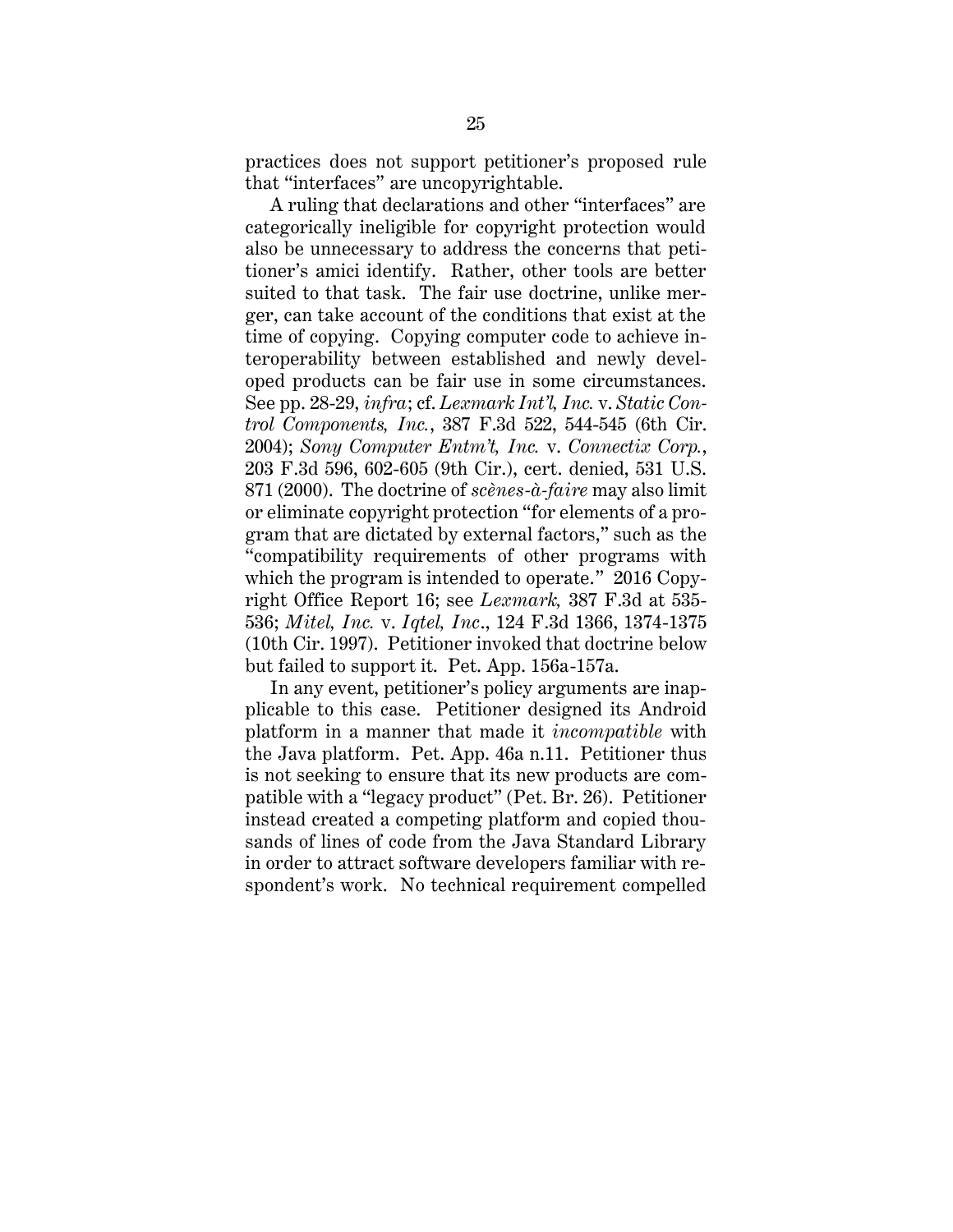practices does not support petitioner's proposed rule that "interfaces" are uncopyrightable.

A ruling that declarations and other "interfaces" are categorically ineligible for copyright protection would also be unnecessary to address the concerns that petitioner's amici identify. Rather, other tools are better suited to that task. The fair use doctrine, unlike merger, can take account of the conditions that exist at the time of copying. Copying computer code to achieve interoperability between established and newly developed products can be fair use in some circumstances. See pp. 28-29, *infra*; cf. *Lexmark Int'l, Inc.* v. *Static Control Components, Inc.*, 387 F.3d 522, 544-545 (6th Cir. 2004); *Sony Computer Entm't, Inc.* v. *Connectix Corp.*, 203 F.3d 596, 602-605 (9th Cir.), cert. denied, 531 U.S. 871 (2000). The doctrine of *scènes-à-faire* may also limit or eliminate copyright protection "for elements of a program that are dictated by external factors," such as the "compatibility requirements of other programs with which the program is intended to operate." 2016 Copyright Office Report 16; see *Lexmark,* 387 F.3d at 535-536; *Mitel, Inc.* v. *Iqtel, Inc*., 124 F.3d 1366, 1374-1375 (10th Cir. 1997). Petitioner invoked that doctrine below but failed to support it. Pet. App. 156a-157a.

In any event, petitioner's policy arguments are inapplicable to this case. Petitioner designed its Android platform in a manner that made it *incompatible* with the Java platform. Pet. App. 46a n.11. Petitioner thus is not seeking to ensure that its new products are compatible with a "legacy product" (Pet. Br. 26). Petitioner instead created a competing platform and copied thousands of lines of code from the Java Standard Library in order to attract software developers familiar with respondent's work. No technical requirement compelled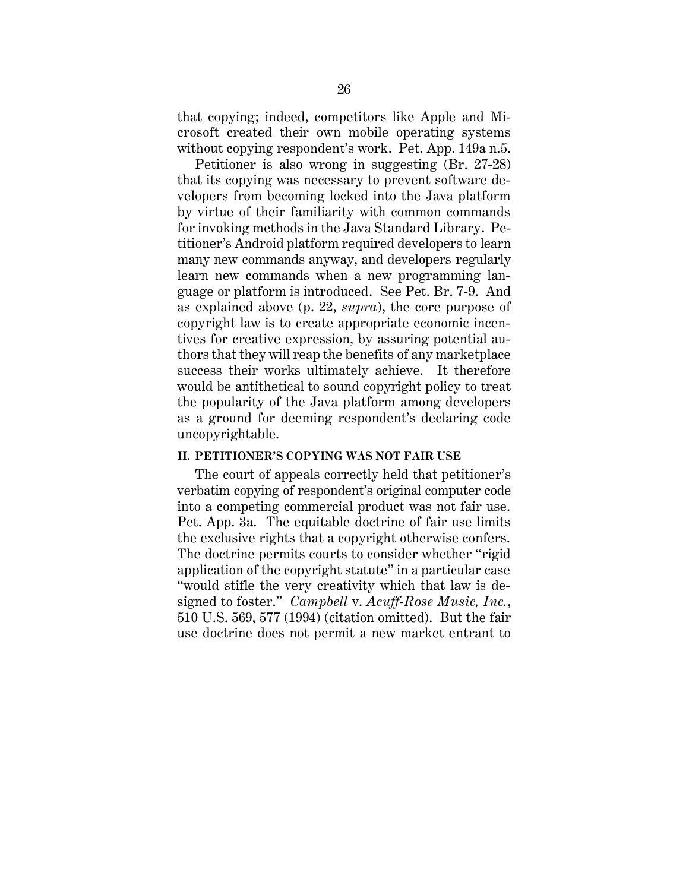that copying; indeed, competitors like Apple and Microsoft created their own mobile operating systems without copying respondent's work. Pet. App. 149a n.5.

Petitioner is also wrong in suggesting (Br. 27-28) that its copying was necessary to prevent software developers from becoming locked into the Java platform by virtue of their familiarity with common commands for invoking methods in the Java Standard Library. Petitioner's Android platform required developers to learn many new commands anyway, and developers regularly learn new commands when a new programming language or platform is introduced. See Pet. Br. 7-9. And as explained above (p. 22, *supra*), the core purpose of copyright law is to create appropriate economic incentives for creative expression, by assuring potential authors that they will reap the benefits of any marketplace success their works ultimately achieve. It therefore would be antithetical to sound copyright policy to treat the popularity of the Java platform among developers as a ground for deeming respondent's declaring code uncopyrightable.

## II. PETITIONER'S COPYING WAS NOT FAIR USE

The court of appeals correctly held that petitioner's verbatim copying of respondent's original computer code into a competing commercial product was not fair use. Pet. App. 3a. The equitable doctrine of fair use limits the exclusive rights that a copyright otherwise confers. The doctrine permits courts to consider whether "rigid application of the copyright statute" in a particular case "would stifle the very creativity which that law is designed to foster." *Campbell* v. *Acuff-Rose Music, Inc.*, 510 U.S. 569, 577 (1994) (citation omitted). But the fair use doctrine does not permit a new market entrant to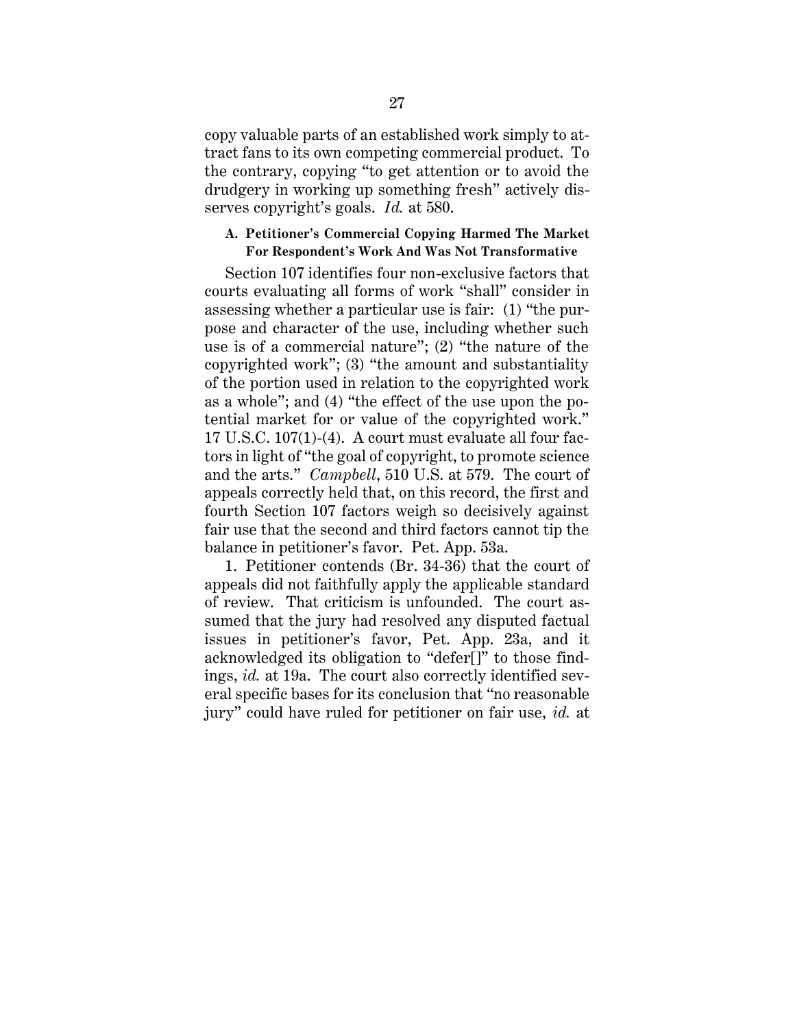copy valuable parts of an established work simply to attract fans to its own competing commercial product. To the contrary, copying "to get attention or to avoid the drudgery in working up something fresh" actively disserves copyright's goals. *Id.* at 580.

### A. Petitioner's Commercial Copying Harmed The Market For Respondent's Work And Was Not Transformative

Section 107 identifies four non-exclusive factors that courts evaluating all forms of work "shall" consider in assessing whether a particular use is fair: (1) "the purpose and character of the use, including whether such use is of a commercial nature"; (2) "the nature of the copyrighted work"; (3) "the amount and substantiality of the portion used in relation to the copyrighted work as a whole"; and (4) "the effect of the use upon the potential market for or value of the copyrighted work." 17 U.S.C. 107(1)-(4). A court must evaluate all four factors in light of "the goal of copyright, to promote science and the arts." *Campbell*, 510 U.S. at 579. The court of appeals correctly held that, on this record, the first and fourth Section 107 factors weigh so decisively against fair use that the second and third factors cannot tip the balance in petitioner's favor. Pet. App. 53a.

1. Petitioner contends (Br. 34-36) that the court of appeals did not faithfully apply the applicable standard of review. That criticism is unfounded. The court assumed that the jury had resolved any disputed factual issues in petitioner's favor, Pet. App. 23a, and it acknowledged its obligation to "defer[]" to those findings, *id.* at 19a. The court also correctly identified several specific bases for its conclusion that "no reasonable jury" could have ruled for petitioner on fair use, *id.* at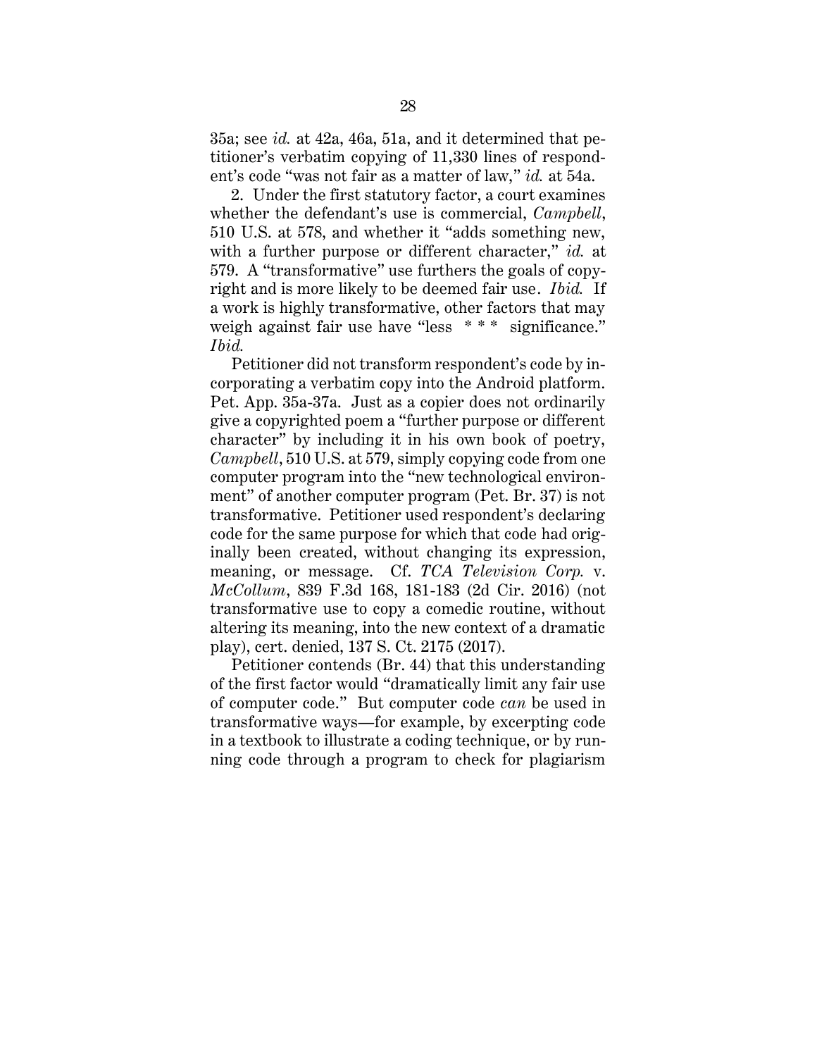35a; see *id.* at 42a, 46a, 51a, and it determined that petitioner's verbatim copying of 11,330 lines of respondent's code "was not fair as a matter of law," *id.* at 54a.

2. Under the first statutory factor, a court examines whether the defendant's use is commercial, *Campbell*, 510 U.S. at 578, and whether it "adds something new, with a further purpose or different character," *id.* at 579. A "transformative" use furthers the goals of copyright and is more likely to be deemed fair use. *Ibid.* If a work is highly transformative, other factors that may weigh against fair use have "less * * * significance." *Ibid.*

Petitioner did not transform respondent's code by incorporating a verbatim copy into the Android platform. Pet. App. 35a-37a. Just as a copier does not ordinarily give a copyrighted poem a "further purpose or different character" by including it in his own book of poetry, *Campbell*, 510 U.S. at 579, simply copying code from one computer program into the "new technological environment" of another computer program (Pet. Br. 37) is not transformative. Petitioner used respondent's declaring code for the same purpose for which that code had originally been created, without changing its expression, meaning, or message. Cf. *TCA Television Corp.* v. *McCollum*, 839 F.3d 168, 181-183 (2d Cir. 2016) (not transformative use to copy a comedic routine, without altering its meaning, into the new context of a dramatic play), cert. denied, 137 S. Ct. 2175 (2017).

Petitioner contends (Br. 44) that this understanding of the first factor would "dramatically limit any fair use of computer code." But computer code *can* be used in transformative ways—for example, by excerpting code in a textbook to illustrate a coding technique, or by running code through a program to check for plagiarism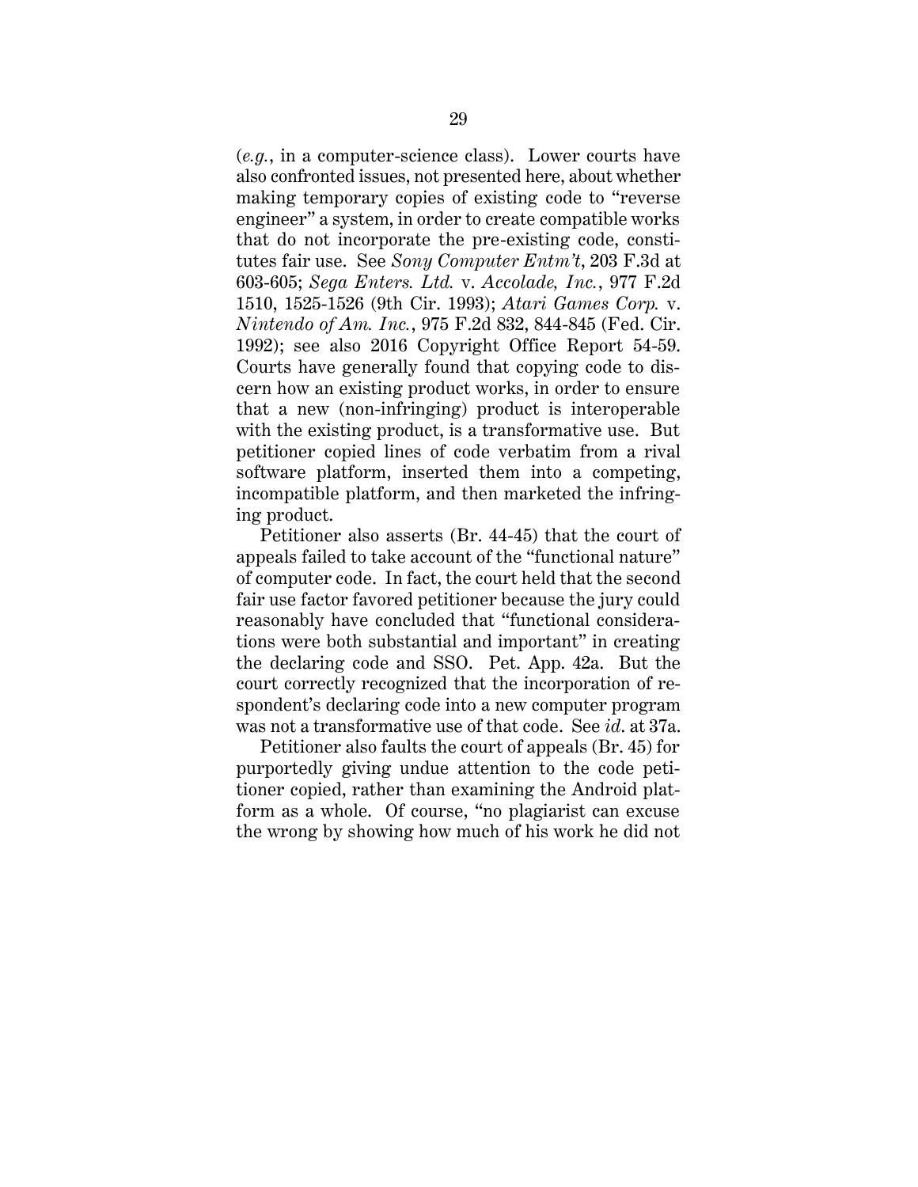(*e.g.*, in a computer-science class). Lower courts have also confronted issues, not presented here, about whether making temporary copies of existing code to "reverse engineer" a system, in order to create compatible works that do not incorporate the pre-existing code, constitutes fair use. See *Sony Computer Entm't*, 203 F.3d at 603-605; *Sega Enters. Ltd.* v. *Accolade, Inc.*, 977 F.2d 1510, 1525-1526 (9th Cir. 1993); *Atari Games Corp.* v. *Nintendo of Am. Inc.*, 975 F.2d 832, 844-845 (Fed. Cir. 1992); see also 2016 Copyright Office Report 54-59. Courts have generally found that copying code to discern how an existing product works, in order to ensure that a new (non-infringing) product is interoperable with the existing product, is a transformative use. But petitioner copied lines of code verbatim from a rival software platform, inserted them into a competing, incompatible platform, and then marketed the infringing product.

Petitioner also asserts (Br. 44-45) that the court of appeals failed to take account of the "functional nature" of computer code. In fact, the court held that the second fair use factor favored petitioner because the jury could reasonably have concluded that "functional considerations were both substantial and important" in creating the declaring code and SSO. Pet. App. 42a. But the court correctly recognized that the incorporation of respondent's declaring code into a new computer program was not a transformative use of that code. See *id*. at 37a.

Petitioner also faults the court of appeals (Br. 45) for purportedly giving undue attention to the code petitioner copied, rather than examining the Android platform as a whole. Of course, "no plagiarist can excuse the wrong by showing how much of his work he did not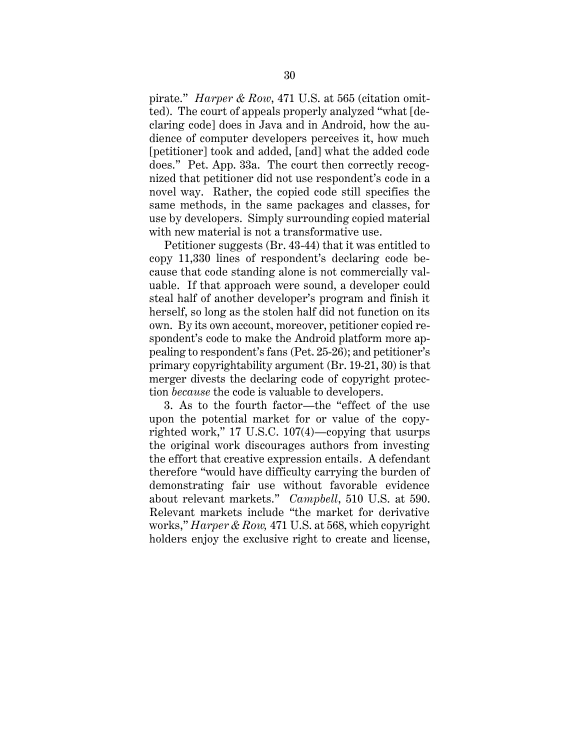pirate." *Harper & Row*, 471 U.S. at 565 (citation omitted). The court of appeals properly analyzed "what [declaring code] does in Java and in Android, how the audience of computer developers perceives it, how much [petitioner] took and added, [and] what the added code does." Pet. App. 33a. The court then correctly recognized that petitioner did not use respondent's code in a novel way. Rather, the copied code still specifies the same methods, in the same packages and classes, for use by developers. Simply surrounding copied material with new material is not a transformative use.

Petitioner suggests (Br. 43-44) that it was entitled to copy 11,330 lines of respondent's declaring code because that code standing alone is not commercially valuable. If that approach were sound, a developer could steal half of another developer's program and finish it herself, so long as the stolen half did not function on its own. By its own account, moreover, petitioner copied respondent's code to make the Android platform more appealing to respondent's fans (Pet. 25-26); and petitioner's primary copyrightability argument (Br. 19-21, 30) is that merger divests the declaring code of copyright protection *because* the code is valuable to developers.

3. As to the fourth factor—the "effect of the use upon the potential market for or value of the copyrighted work," 17 U.S.C. 107(4)—copying that usurps the original work discourages authors from investing the effort that creative expression entails. A defendant therefore "would have difficulty carrying the burden of demonstrating fair use without favorable evidence about relevant markets." *Campbell*, 510 U.S. at 590. Relevant markets include "the market for derivative works," *Harper & Row,* 471 U.S. at 568, which copyright holders enjoy the exclusive right to create and license,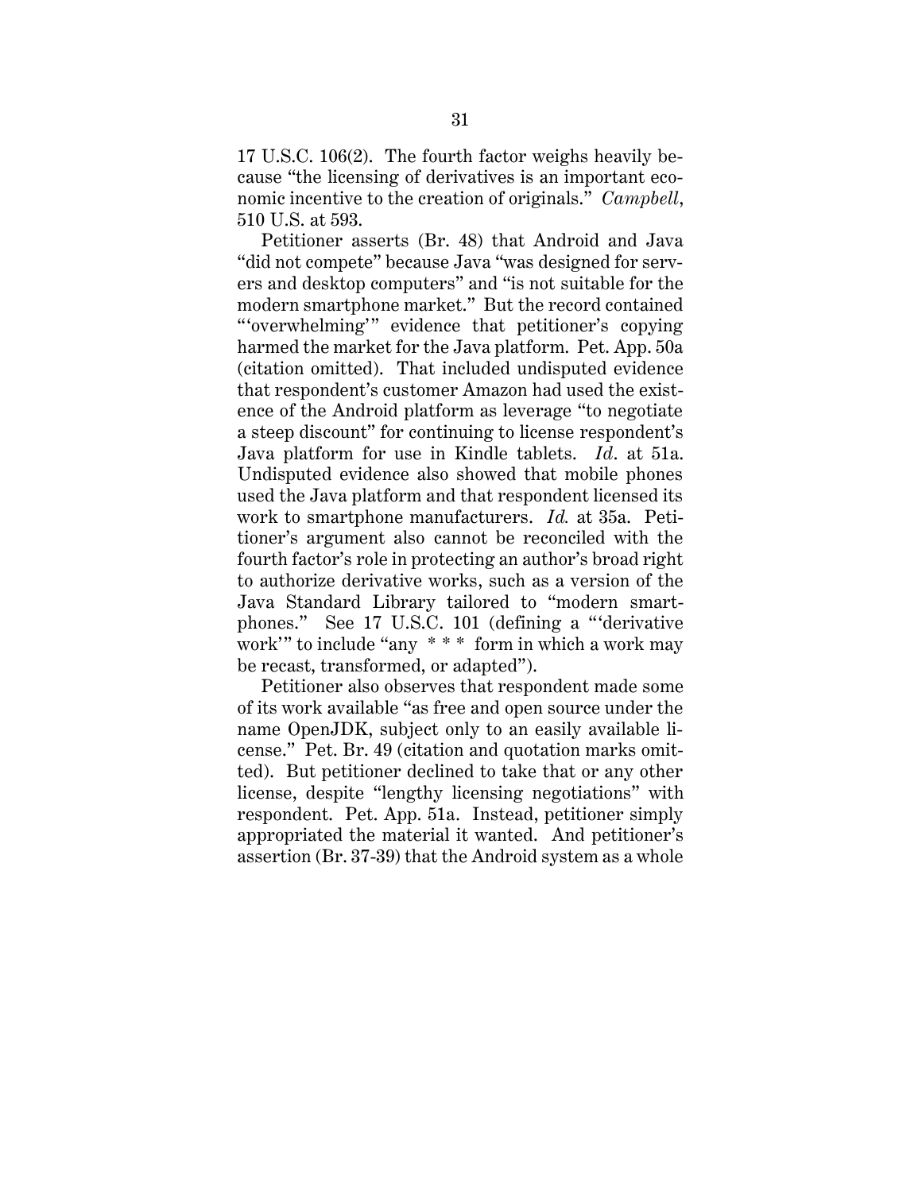17 U.S.C. 106(2). The fourth factor weighs heavily because "the licensing of derivatives is an important economic incentive to the creation of originals." *Campbell*, 510 U.S. at 593.

Petitioner asserts (Br. 48) that Android and Java "did not compete" because Java "was designed for servers and desktop computers" and "is not suitable for the modern smartphone market." But the record contained "'overwhelming'" evidence that petitioner's copying harmed the market for the Java platform. Pet. App. 50a (citation omitted). That included undisputed evidence that respondent's customer Amazon had used the existence of the Android platform as leverage "to negotiate a steep discount" for continuing to license respondent's Java platform for use in Kindle tablets. *Id*. at 51a. Undisputed evidence also showed that mobile phones used the Java platform and that respondent licensed its work to smartphone manufacturers. *Id.* at 35a. Petitioner's argument also cannot be reconciled with the fourth factor's role in protecting an author's broad right to authorize derivative works, such as a version of the Java Standard Library tailored to "modern smartphones." See 17 U.S.C. 101 (defining a "'derivative work'" to include "any * * * form in which a work may be recast, transformed, or adapted").

Petitioner also observes that respondent made some of its work available "as free and open source under the name OpenJDK, subject only to an easily available license." Pet. Br. 49 (citation and quotation marks omitted). But petitioner declined to take that or any other license, despite "lengthy licensing negotiations" with respondent. Pet. App. 51a. Instead, petitioner simply appropriated the material it wanted. And petitioner's assertion (Br. 37-39) that the Android system as a whole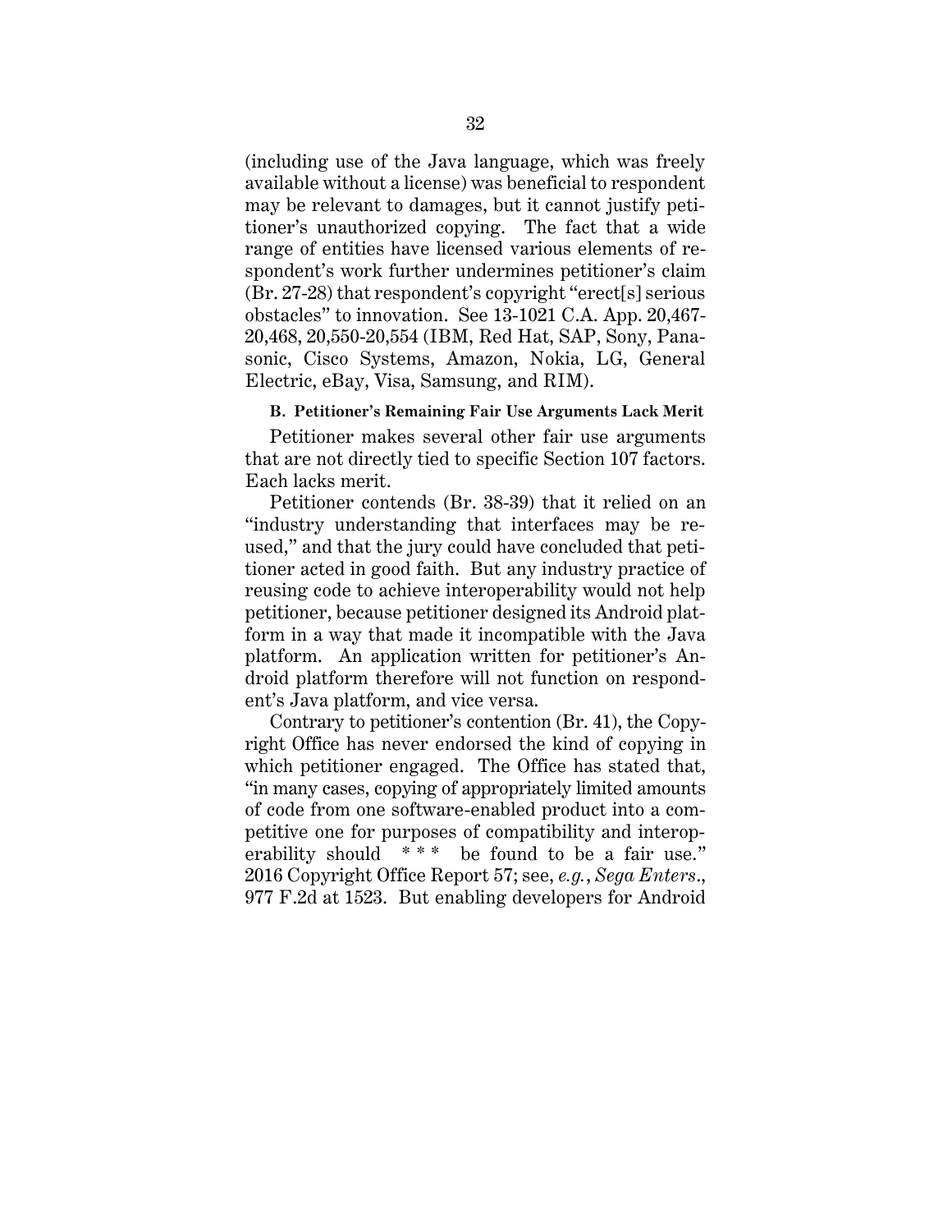(including use of the Java language, which was freely available without a license) was beneficial to respondent may be relevant to damages, but it cannot justify petitioner's unauthorized copying. The fact that a wide range of entities have licensed various elements of respondent's work further undermines petitioner's claim (Br. 27-28) that respondent's copyright "erect[s] serious obstacles" to innovation. See 13-1021 C.A. App. 20,467-20,468, 20,550-20,554 (IBM, Red Hat, SAP, Sony, Panasonic, Cisco Systems, Amazon, Nokia, LG, General Electric, eBay, Visa, Samsung, and RIM).

### B. Petitioner's Remaining Fair Use Arguments Lack Merit

Petitioner makes several other fair use arguments that are not directly tied to specific Section 107 factors. Each lacks merit.

Petitioner contends (Br. 38-39) that it relied on an "industry understanding that interfaces may be reused," and that the jury could have concluded that petitioner acted in good faith. But any industry practice of reusing code to achieve interoperability would not help petitioner, because petitioner designed its Android platform in a way that made it incompatible with the Java platform. An application written for petitioner's Android platform therefore will not function on respondent's Java platform, and vice versa.

Contrary to petitioner's contention (Br. 41), the Copyright Office has never endorsed the kind of copying in which petitioner engaged. The Office has stated that, "in many cases, copying of appropriately limited amounts of code from one software-enabled product into a competitive one for purposes of compatibility and interoperability should * * * be found to be a fair use." 2016 Copyright Office Report 57; see, *e.g.*, *Sega Enters.*, 977 F.2d at 1523. But enabling developers for Android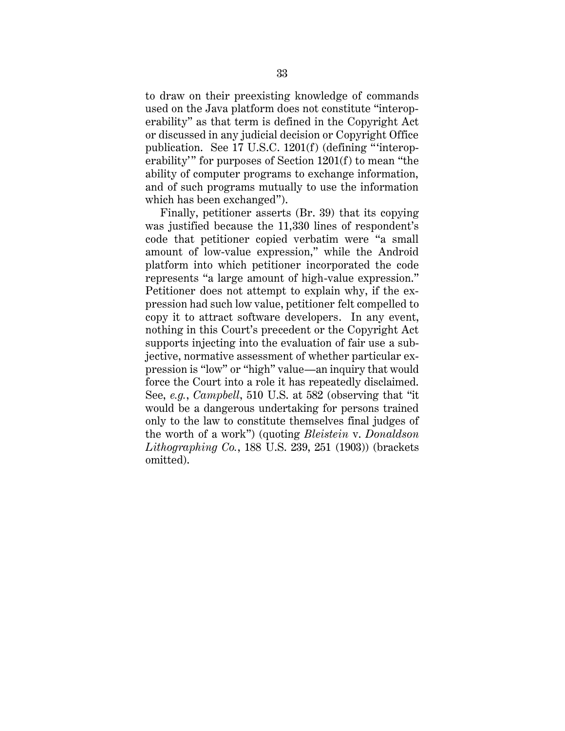to draw on their preexisting knowledge of commands used on the Java platform does not constitute "interoperability" as that term is defined in the Copyright Act or discussed in any judicial decision or Copyright Office publication. See 17 U.S.C. 1201(f) (defining "'interoperability'" for purposes of Section 1201(f) to mean "the ability of computer programs to exchange information, and of such programs mutually to use the information which has been exchanged").

Finally, petitioner asserts (Br. 39) that its copying was justified because the 11,330 lines of respondent's code that petitioner copied verbatim were "a small amount of low-value expression," while the Android platform into which petitioner incorporated the code represents "a large amount of high-value expression." Petitioner does not attempt to explain why, if the expression had such low value, petitioner felt compelled to copy it to attract software developers. In any event, nothing in this Court's precedent or the Copyright Act supports injecting into the evaluation of fair use a subjective, normative assessment of whether particular expression is "low" or "high" value—an inquiry that would force the Court into a role it has repeatedly disclaimed. See, *e.g.*, *Campbell*, 510 U.S. at 582 (observing that "it would be a dangerous undertaking for persons trained only to the law to constitute themselves final judges of the worth of a work") (quoting *Bleistein* v. *Donaldson Lithographing Co.*, 188 U.S. 239, 251 (1903)) (brackets omitted).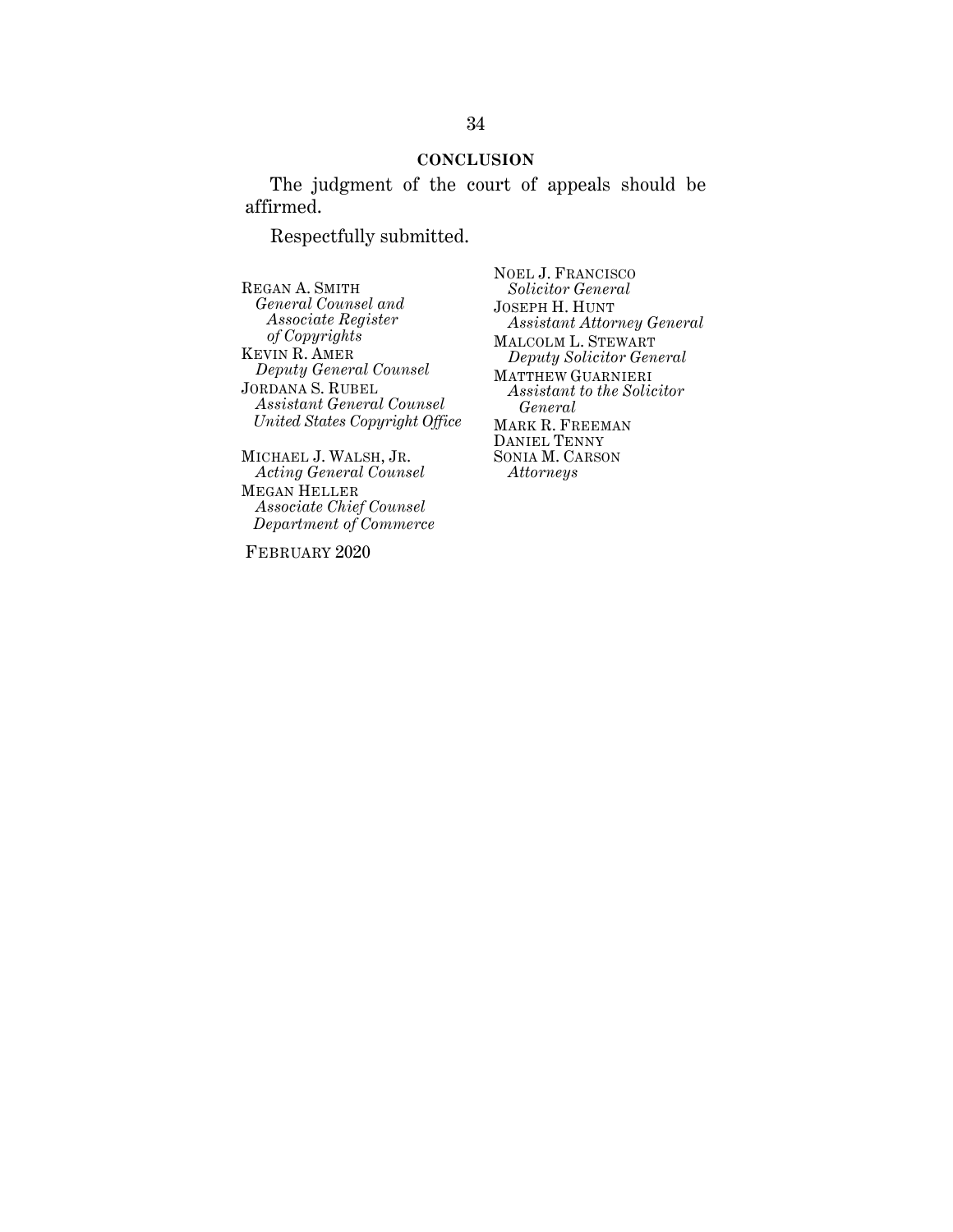## CONCLUSION

The judgment of the court of appeals should be affirmed.

Respectfully submitted.

NOEL J. FRANCISCO
*Solicitor General*
JOSEPH H. HUNT
*Assistant Attorney General*
MALCOLM L. STEWART
*Deputy Solicitor General*
MATTHEW GUARNIERI
*Assistant to the Solicitor General*
MARK R. FREEMAN
DANIEL TENNY
SONIA M. CARSON
*Attorneys*

REGAN A. SMITH
*General Counsel and Associate Register of Copyrights*
KEVIN R. AMER
*Deputy General Counsel*
JORDANA S. RUBEL
*Assistant General Counsel*
*United States Copyright Office*

MICHAEL J. WALSH, JR.
*Acting General Counsel*
MEGAN HELLER
*Associate Chief Counsel*
*Department of Commerce*

FEBRUARY 2020